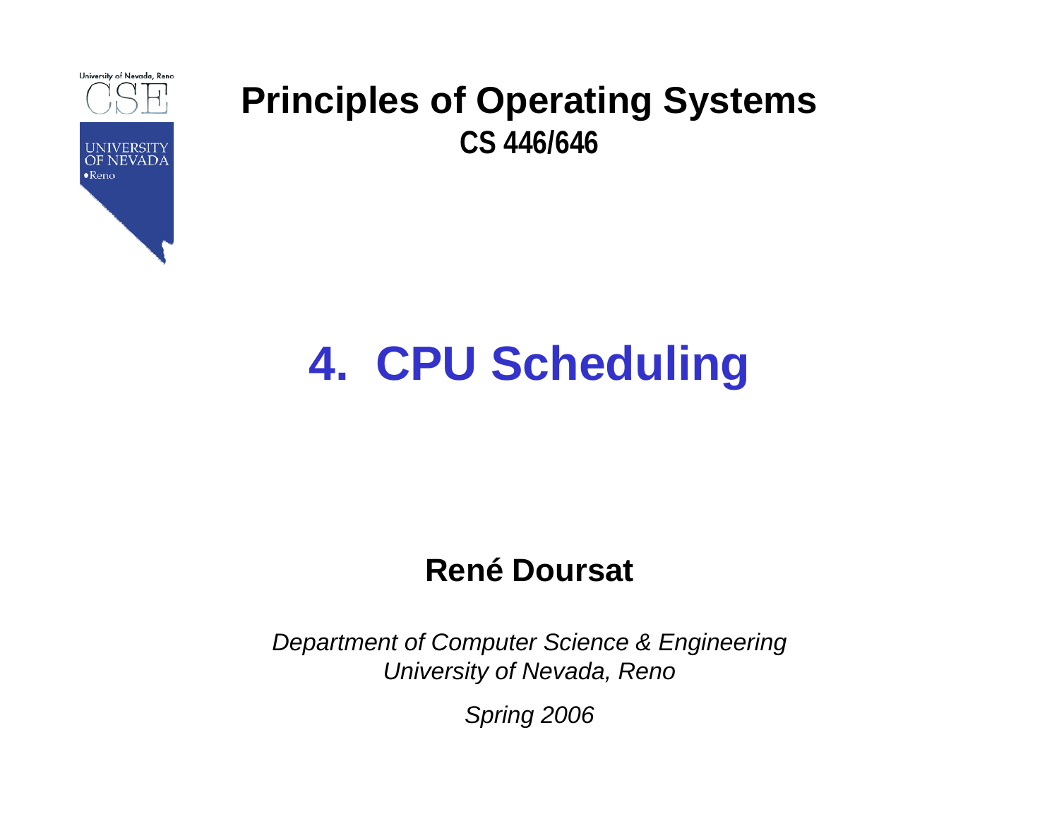# Principles of Operating Systems

**CS 446/646**

# 4. CPU Scheduling

**René Doursat**

*Department of Computer Science & Engineering*
*University of Nevada, Reno*

*Spring 2006*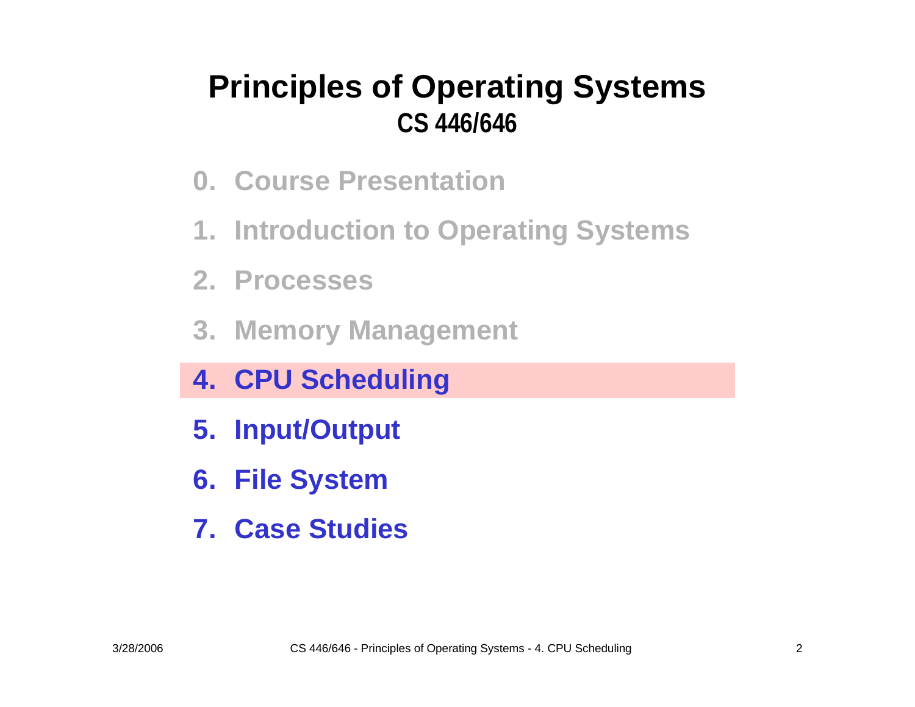# Principles of Operating Systems

## CS 446/646

0. Course Presentation
1. Introduction to Operating Systems
2. Processes
3. Memory Management
4. **CPU Scheduling**
5. Input/Output
6. File System
7. Case Studies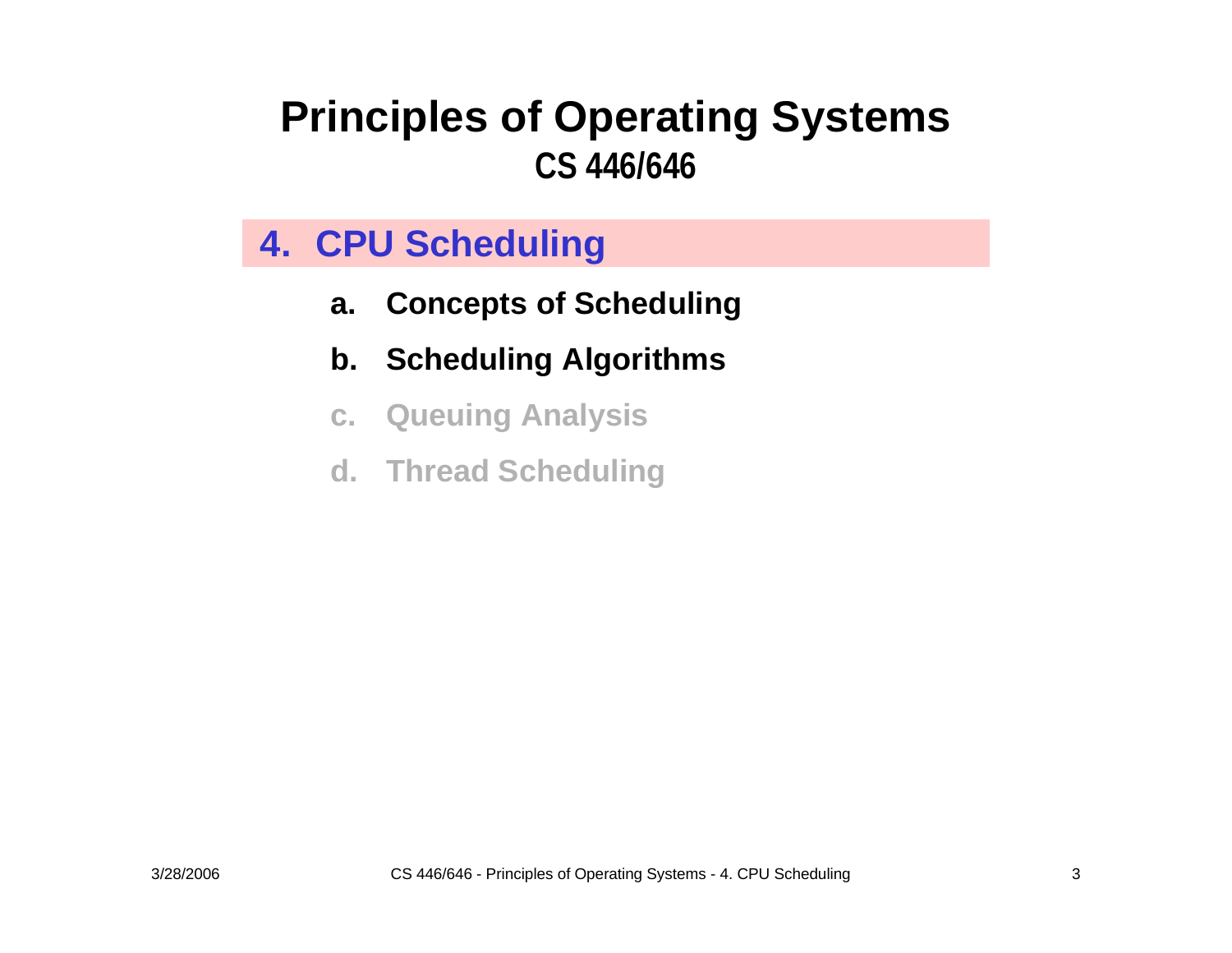# Principles of Operating Systems
## CS 446/646

## 4. CPU Scheduling

a. **Concepts of Scheduling**

b. **Scheduling Algorithms**

c. Queuing Analysis

d. Thread Scheduling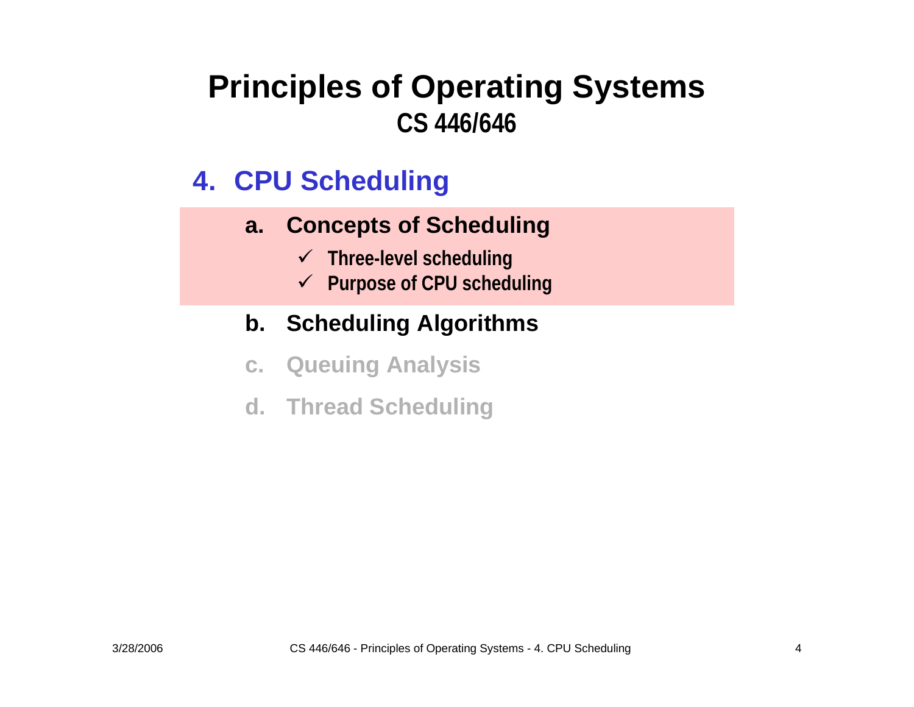# Principles of Operating Systems
## CS 446/646

### 4. CPU Scheduling

a. **Concepts of Scheduling**
   - ✓ **Three-level scheduling**
   - ✓ **Purpose of CPU scheduling**

b. **Scheduling Algorithms**

c. Queuing Analysis

d. Thread Scheduling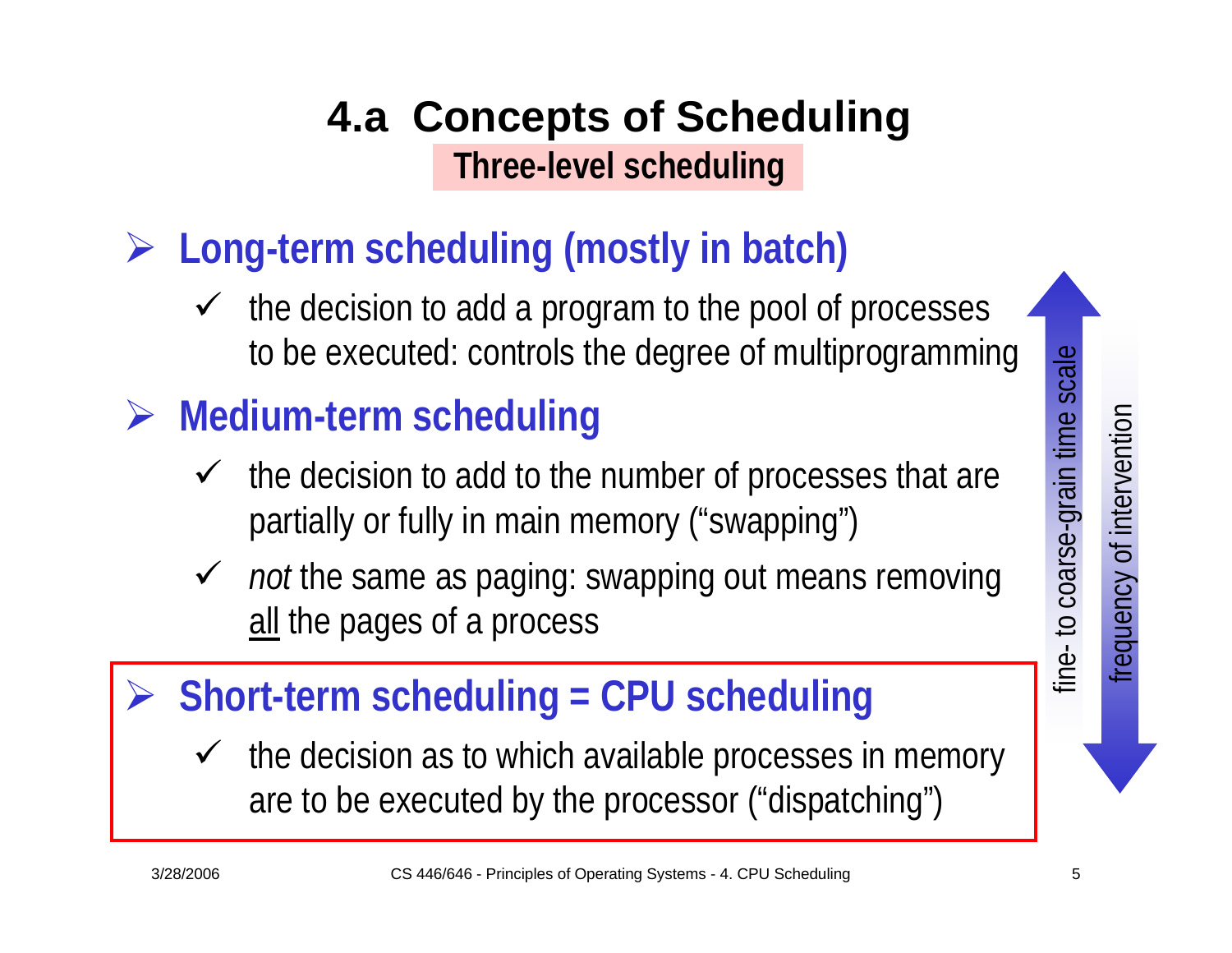# 4.a Concepts of Scheduling

## Three-level scheduling

- **Long-term scheduling (mostly in batch)**
  - the decision to add a program to the pool of processes to be executed: controls the degree of multiprogramming
- **Medium-term scheduling**
  - the decision to add to the number of processes that are partially or fully in main memory (“swapping”)
  - *not* the same as paging: swapping out means removing <u>all</u> the pages of a process
- **Short-term scheduling = CPU scheduling**
  - the decision as to which available processes in memory are to be executed by the processor (“dispatching”)

fine- to coarse-grain time scale

frequency of intervention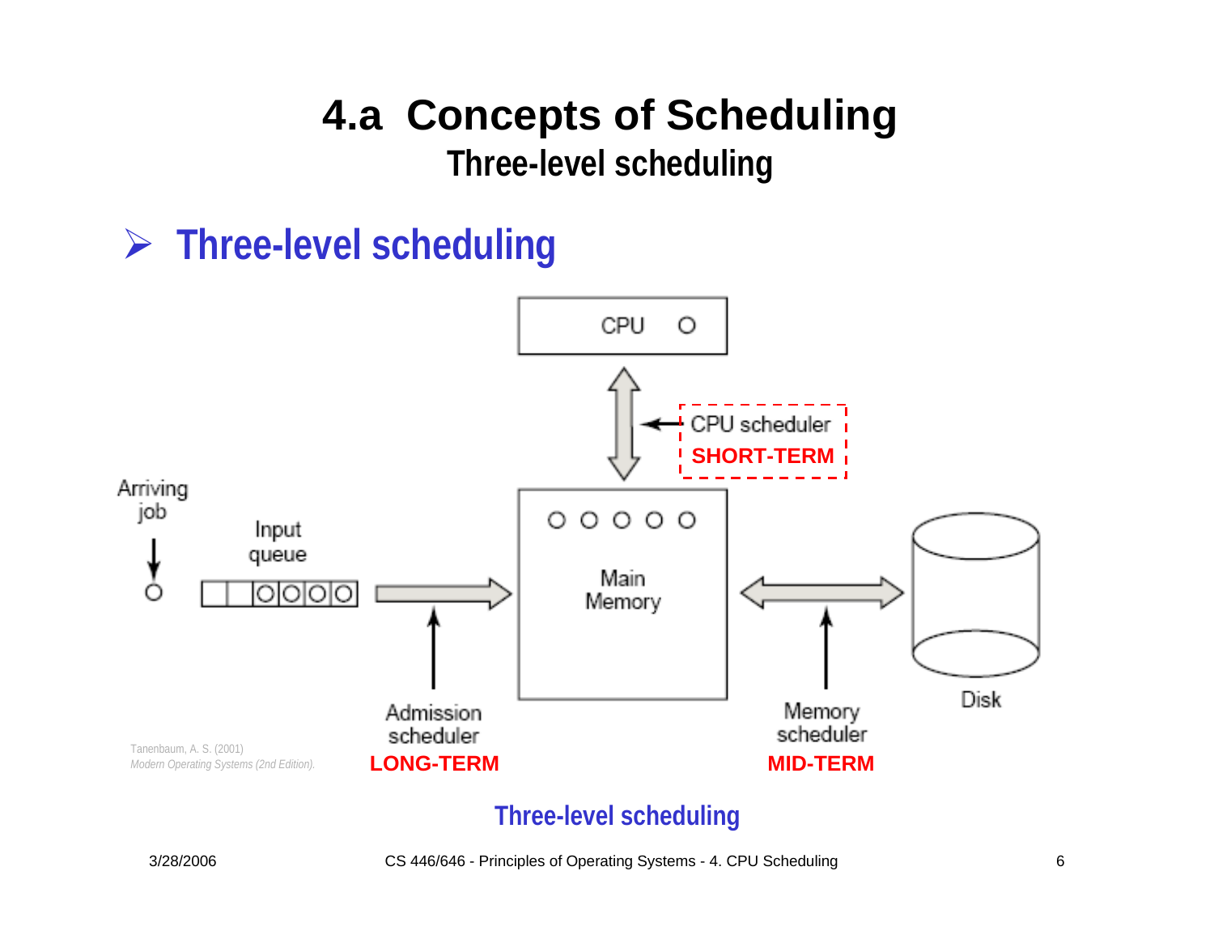# 4.a Concepts of Scheduling

## Three-level scheduling

- **Three-level scheduling**

CPU

CPU scheduler

**SHORT-TERM**

Arriving job

Input queue

Main Memory

Disk

Admission scheduler

**LONG-TERM**

Memory scheduler

**MID-TERM**

Tanenbaum, A. S. (2001)
*Modern Operating Systems (2nd Edition).*

**Three-level scheduling**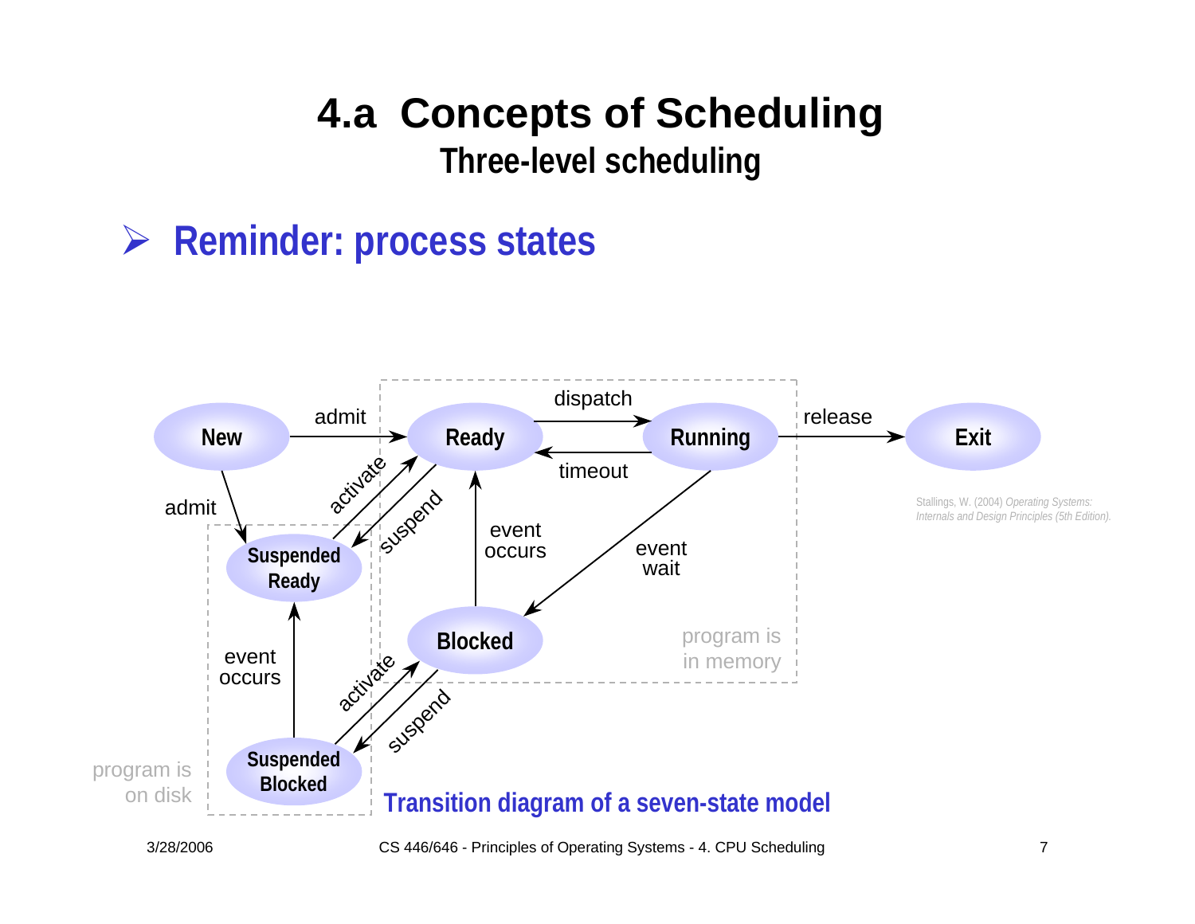# 4.a Concepts of Scheduling

## Three-level scheduling

- **Reminder: process states**

New

admit

Ready

dispatch

Running

release

Exit

timeout

admit

activate

suspend

Suspended Ready

event occurs

event wait

Blocked

program is in memory

event occurs

activate

suspend

Suspended Blocked

program is on disk

Stallings, W. (2004) *Operating Systems: Internals and Design Principles (5th Edition).*

**Transition diagram of a seven-state model**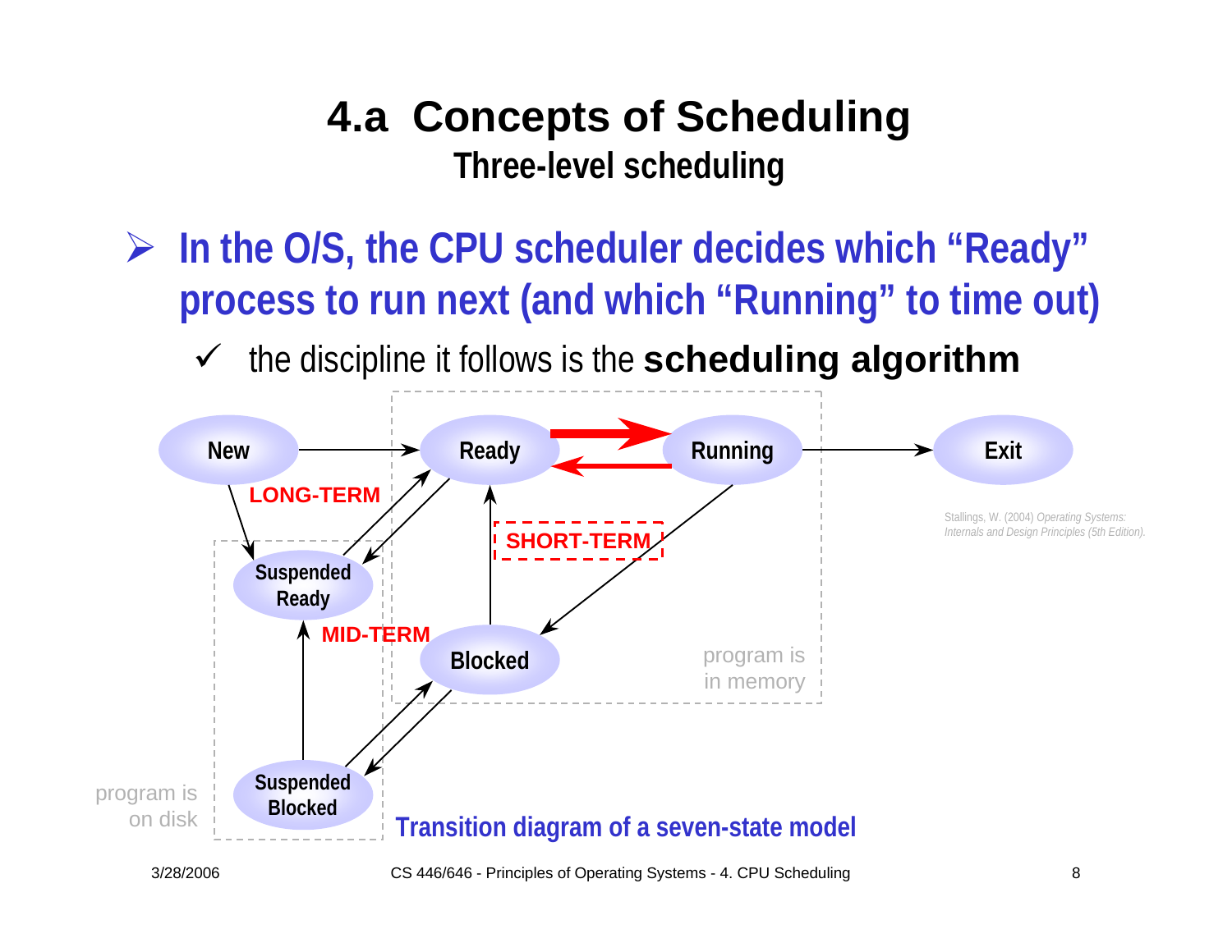# 4.a Concepts of Scheduling

## Three-level scheduling

- **In the O/S, the CPU scheduler decides which "Ready" process to run next (and which "Running" to time out)**
  - ✓ the discipline it follows is the **scheduling algorithm**

New

Ready

Running

Exit

LONG-TERM

SHORT-TERM

MID-TERM

Suspended Ready

Blocked

Suspended Blocked

program is in memory

program is on disk

Stallings, W. (2004) *Operating Systems: Internals and Design Principles (5th Edition).*

**Transition diagram of a seven-state model**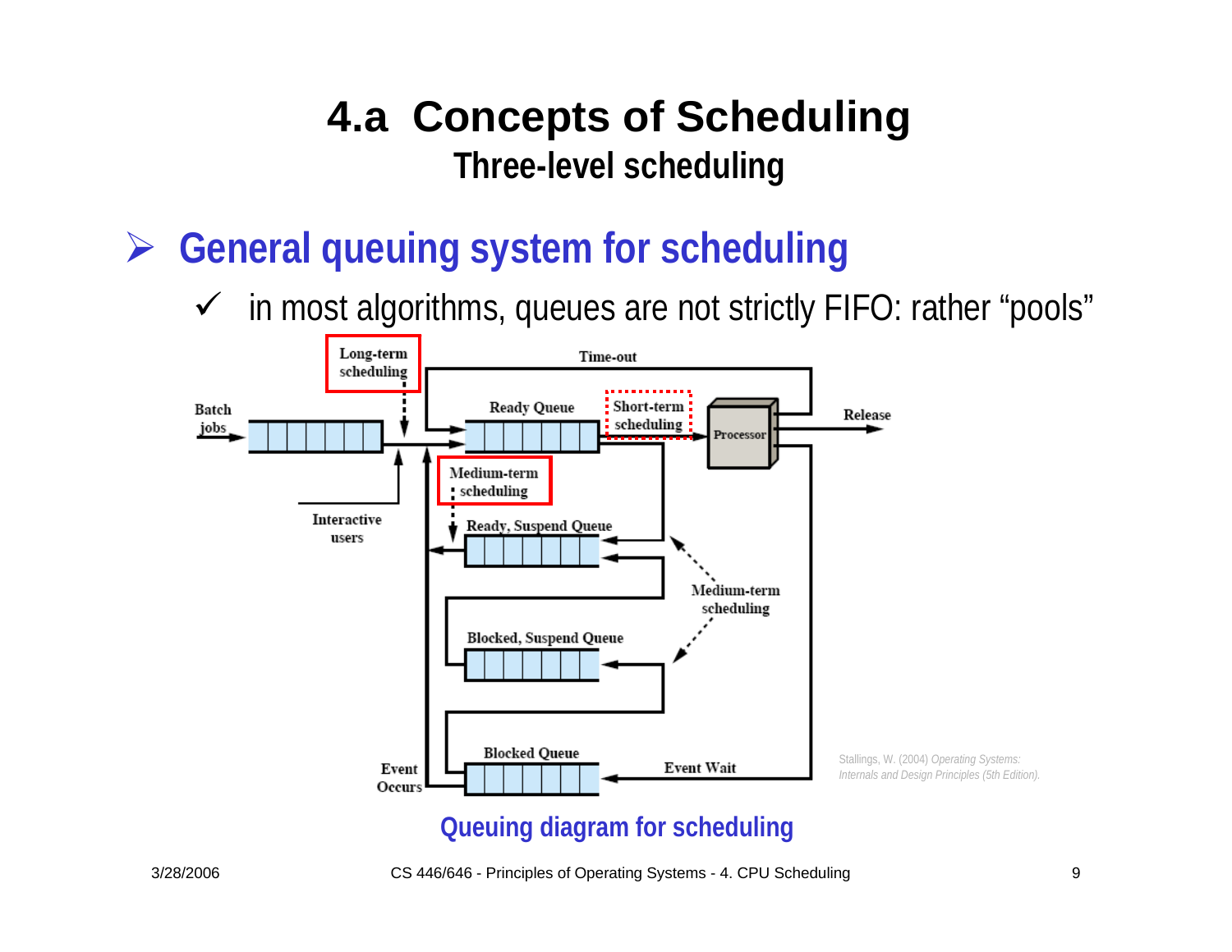# 4.a Concepts of Scheduling

## Three-level scheduling

- **General queuing system for scheduling**
  - ✓ in most algorithms, queues are not strictly FIFO: rather "pools"

Long-term scheduling

Time-out

Batch jobs

Ready Queue

Short-term scheduling

Processor

Release

Medium-term scheduling

Interactive users

Ready, Suspend Queue

Medium-term scheduling

Blocked, Suspend Queue

Blocked Queue

Event Occurs

Event Wait

Stallings, W. (2004) *Operating Systems: Internals and Design Principles (5th Edition).*

**Queuing diagram for scheduling**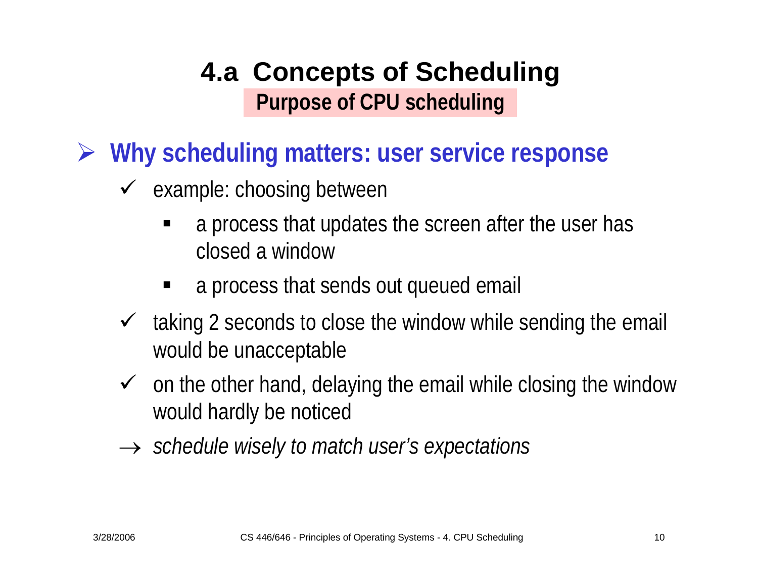# 4.a Concepts of Scheduling

## Purpose of CPU scheduling

- **Why scheduling matters: user service response**
  - ✓ example: choosing between
    - a process that updates the screen after the user has closed a window
    - a process that sends out queued email
  - ✓ taking 2 seconds to close the window while sending the email would be unacceptable
  - ✓ on the other hand, delaying the email while closing the window would hardly be noticed
  - → *schedule wisely to match user's expectations*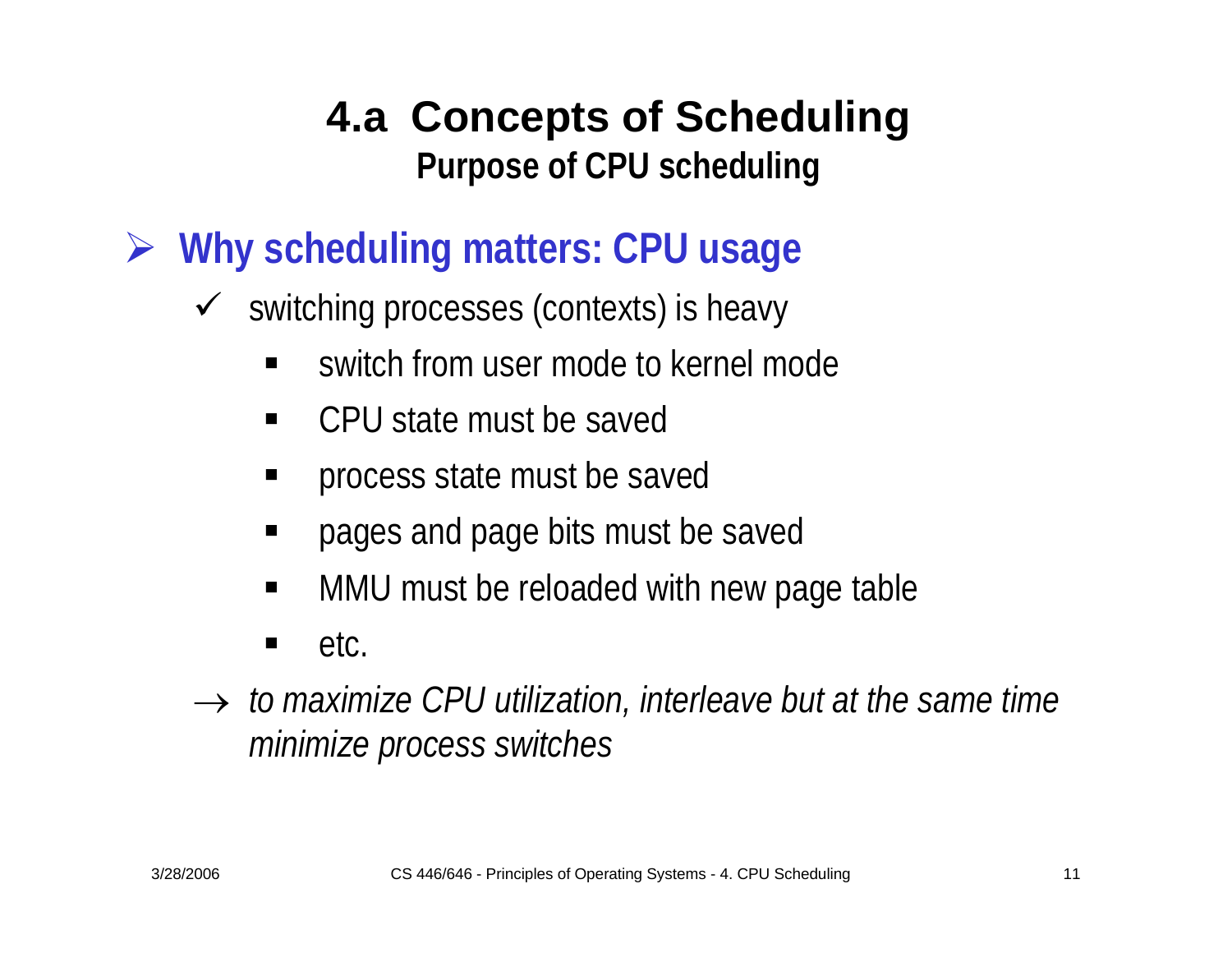# 4.a Concepts of Scheduling

## Purpose of CPU scheduling

- **Why scheduling matters: CPU usage**
  - ✓ switching processes (contexts) is heavy
    - switch from user mode to kernel mode
    - CPU state must be saved
    - process state must be saved
    - pages and page bits must be saved
    - MMU must be reloaded with new page table
    - etc.

→ *to maximize CPU utilization, interleave but at the same time minimize process switches*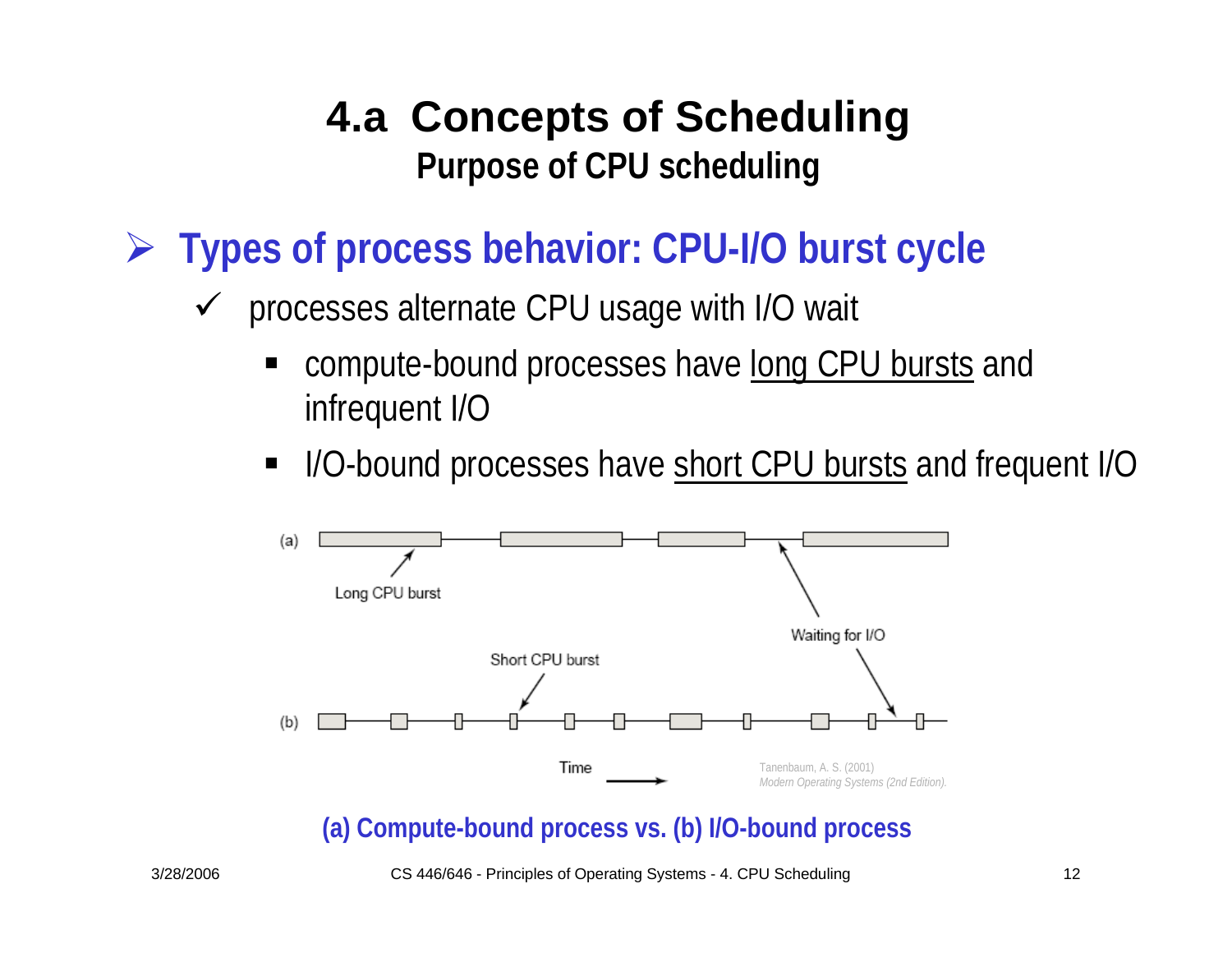# 4.a Concepts of Scheduling

## Purpose of CPU scheduling

- **Types of process behavior: CPU-I/O burst cycle**
  - processes alternate CPU usage with I/O wait
    - compute-bound processes have long CPU bursts and infrequent I/O
    - I/O-bound processes have short CPU bursts and frequent I/O

(a)

Long CPU burst

Waiting for I/O

Short CPU burst

(b)

Time

Tanenbaum, A. S. (2001)
*Modern Operating Systems (2nd Edition).*

**(a) Compute-bound process vs. (b) I/O-bound process**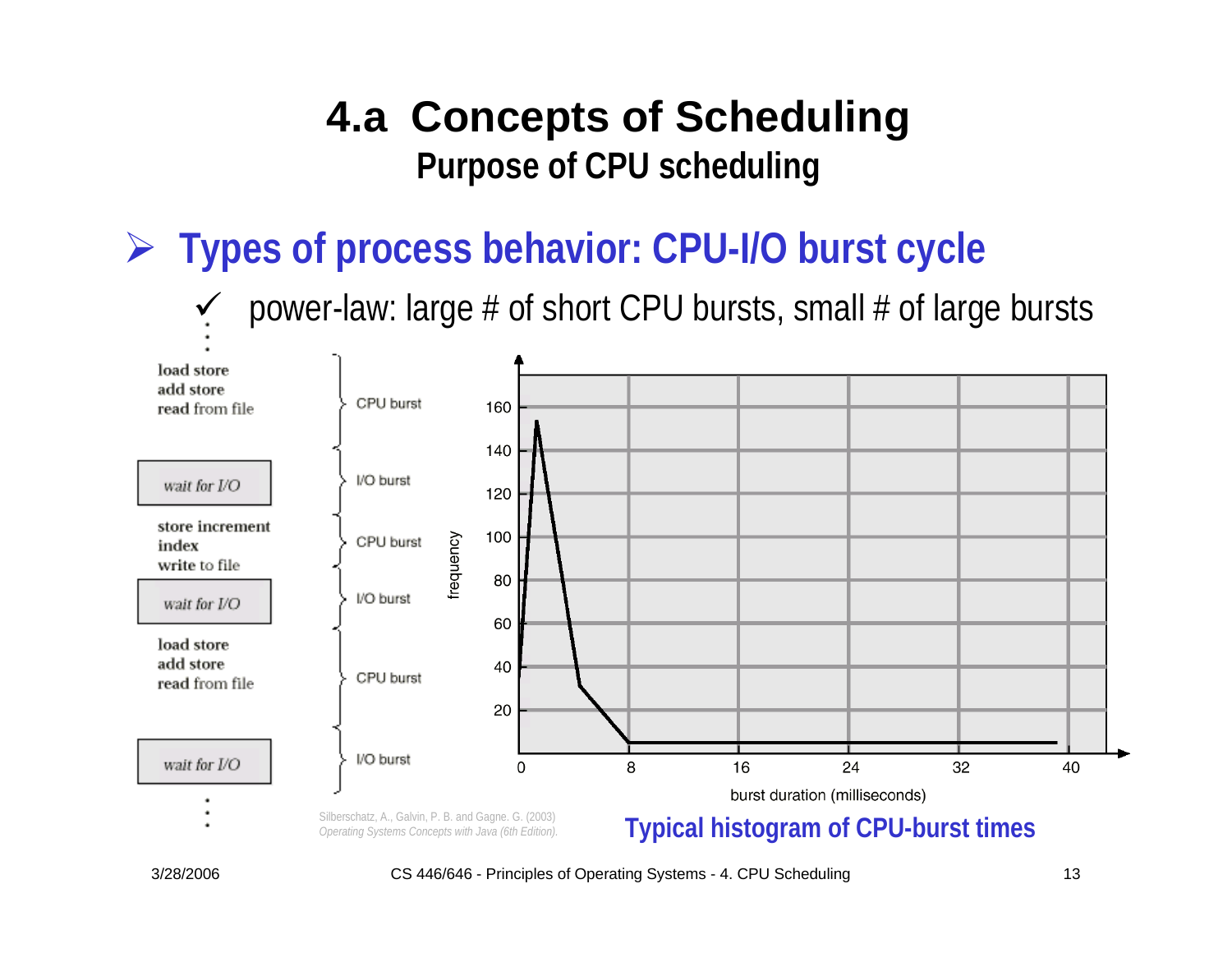# 4.a Concepts of Scheduling

## Purpose of CPU scheduling

- **Types of process behavior: CPU-I/O burst cycle**
  - ✓ power-law: large # of short CPU bursts, small # of large bursts

load store
add store
read from file — CPU burst

wait for I/O — I/O burst

store increment
index
write to file — CPU burst

wait for I/O — I/O burst

load store
add store
read from file — CPU burst

wait for I/O — I/O burst

Silberschatz, A., Galvin, P. B. and Gagne. G. (2003)
*Operating Systems Concepts with Java (6th Edition).*

**Typical histogram of CPU-burst times**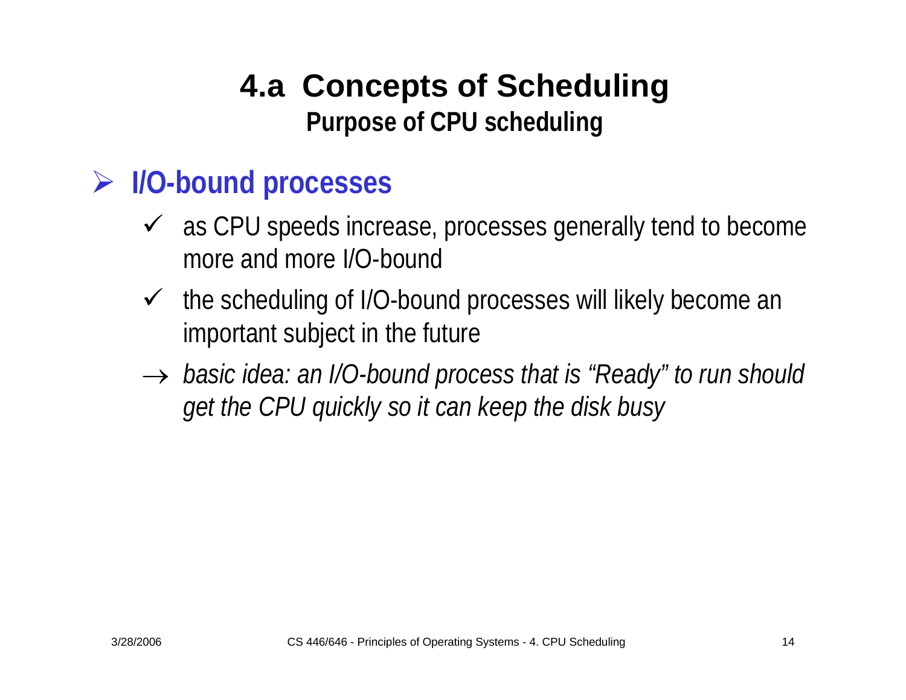# 4.a Concepts of Scheduling

## Purpose of CPU scheduling

### I/O-bound processes

- as CPU speeds increase, processes generally tend to become more and more I/O-bound
- the scheduling of I/O-bound processes will likely become an important subject in the future

→ *basic idea: an I/O-bound process that is "Ready" to run should get the CPU quickly so it can keep the disk busy*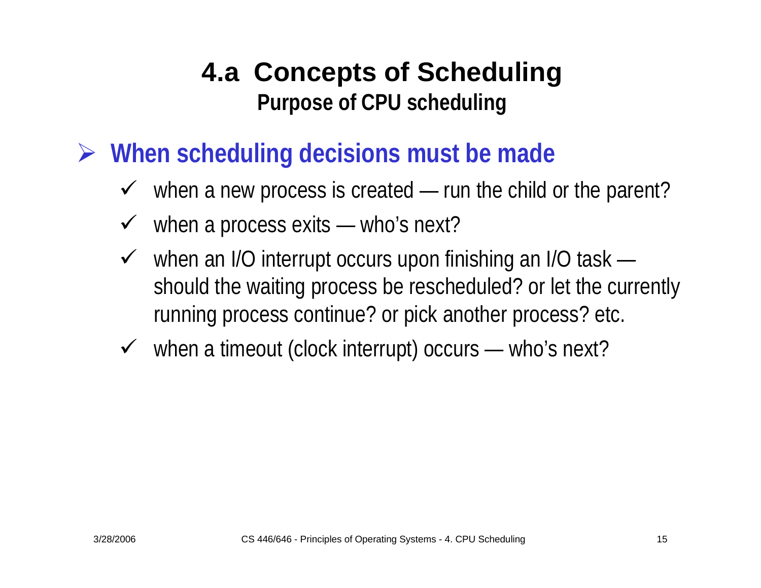# 4.a Concepts of Scheduling

## Purpose of CPU scheduling

- **When scheduling decisions must be made**
  - when a new process is created — run the child or the parent?
  - when a process exits — who's next?
  - when an I/O interrupt occurs upon finishing an I/O task — should the waiting process be rescheduled? or let the currently running process continue? or pick another process? etc.
  - when a timeout (clock interrupt) occurs — who's next?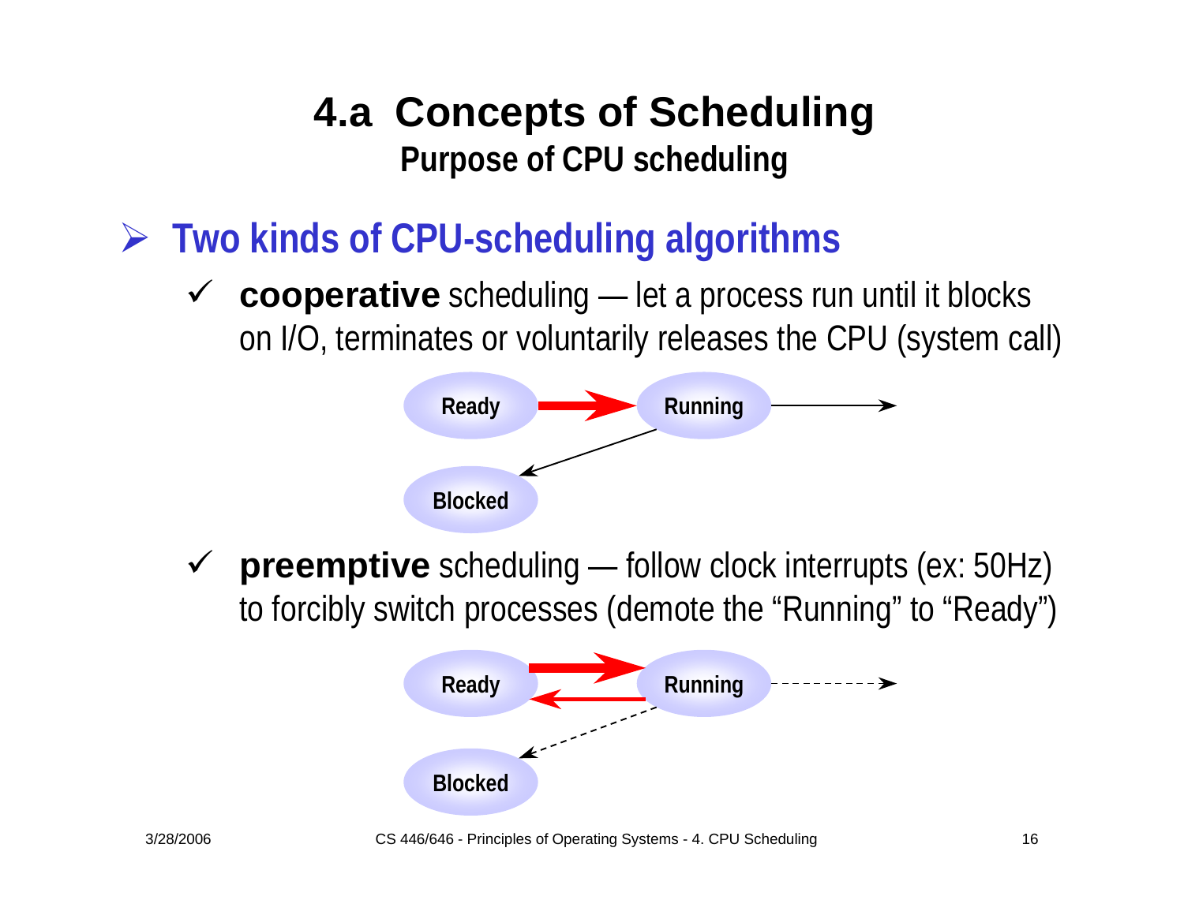# 4.a Concepts of Scheduling

## Purpose of CPU scheduling

- **Two kinds of CPU-scheduling algorithms**
  - **cooperative** scheduling — let a process run until it blocks on I/O, terminates or voluntarily releases the CPU (system call)

Ready
Running
Blocked

  - **preemptive** scheduling — follow clock interrupts (ex: 50Hz) to forcibly switch processes (demote the "Running" to "Ready")

Ready
Running
Blocked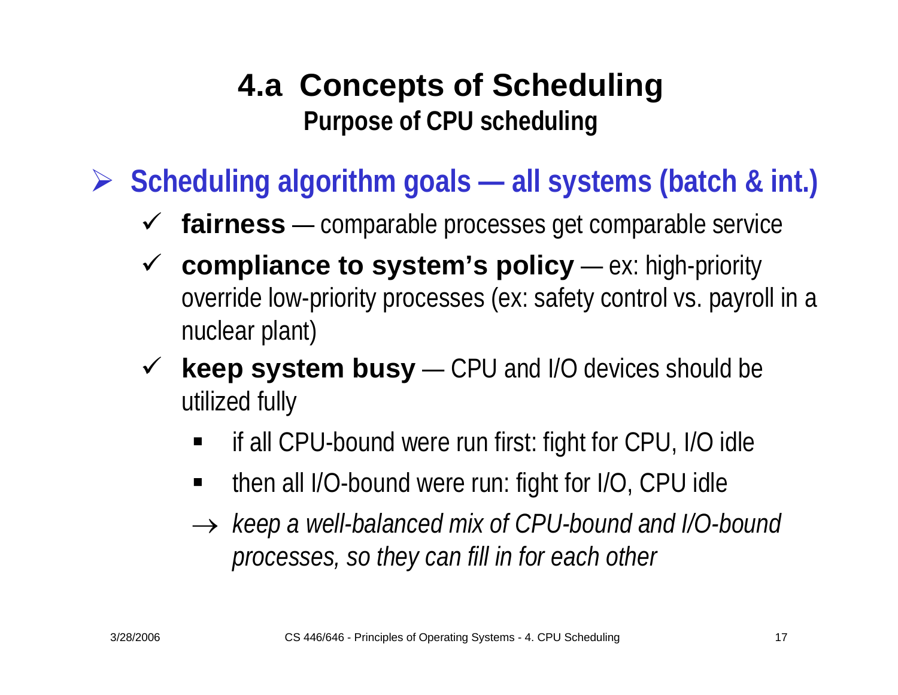# 4.a Concepts of Scheduling

## Purpose of CPU scheduling

- **Scheduling algorithm goals — all systems (batch & int.)**
  - **fairness** — comparable processes get comparable service
  - **compliance to system's policy** — ex: high-priority override low-priority processes (ex: safety control vs. payroll in a nuclear plant)
  - **keep system busy** — CPU and I/O devices should be utilized fully
    - if all CPU-bound were run first: fight for CPU, I/O idle
    - then all I/O-bound were run: fight for I/O, CPU idle
    - → *keep a well-balanced mix of CPU-bound and I/O-bound processes, so they can fill in for each other*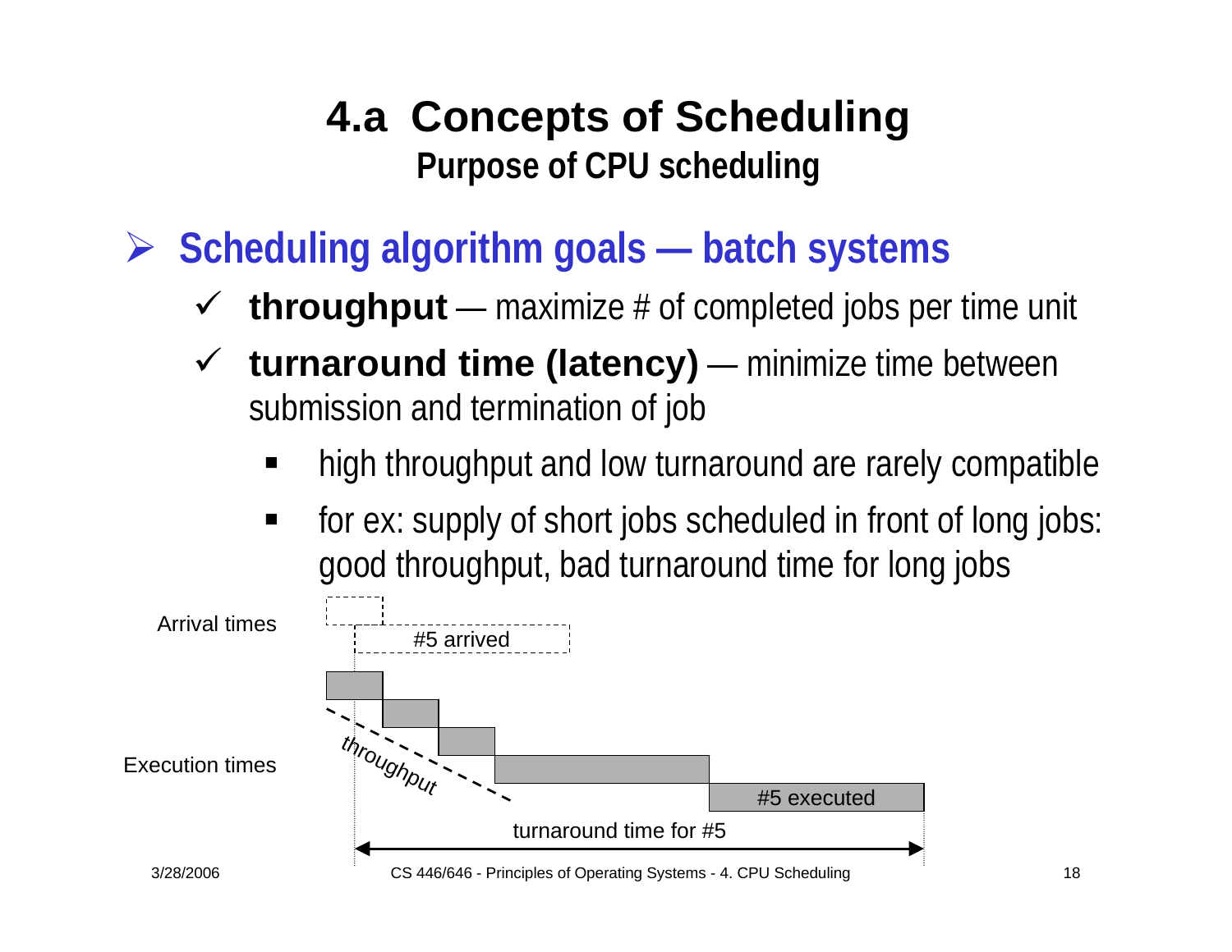# 4.a Concepts of Scheduling

## Purpose of CPU scheduling

- **Scheduling algorithm goals — batch systems**
  - ✓ **throughput** — maximize # of completed jobs per time unit
  - ✓ **turnaround time (latency)** — minimize time between submission and termination of job
    - high throughput and low turnaround are rarely compatible
    - for ex: supply of short jobs scheduled in front of long jobs: good throughput, bad turnaround time for long jobs

Arrival times

#5 arrived

Execution times

throughput

#5 executed

turnaround time for #5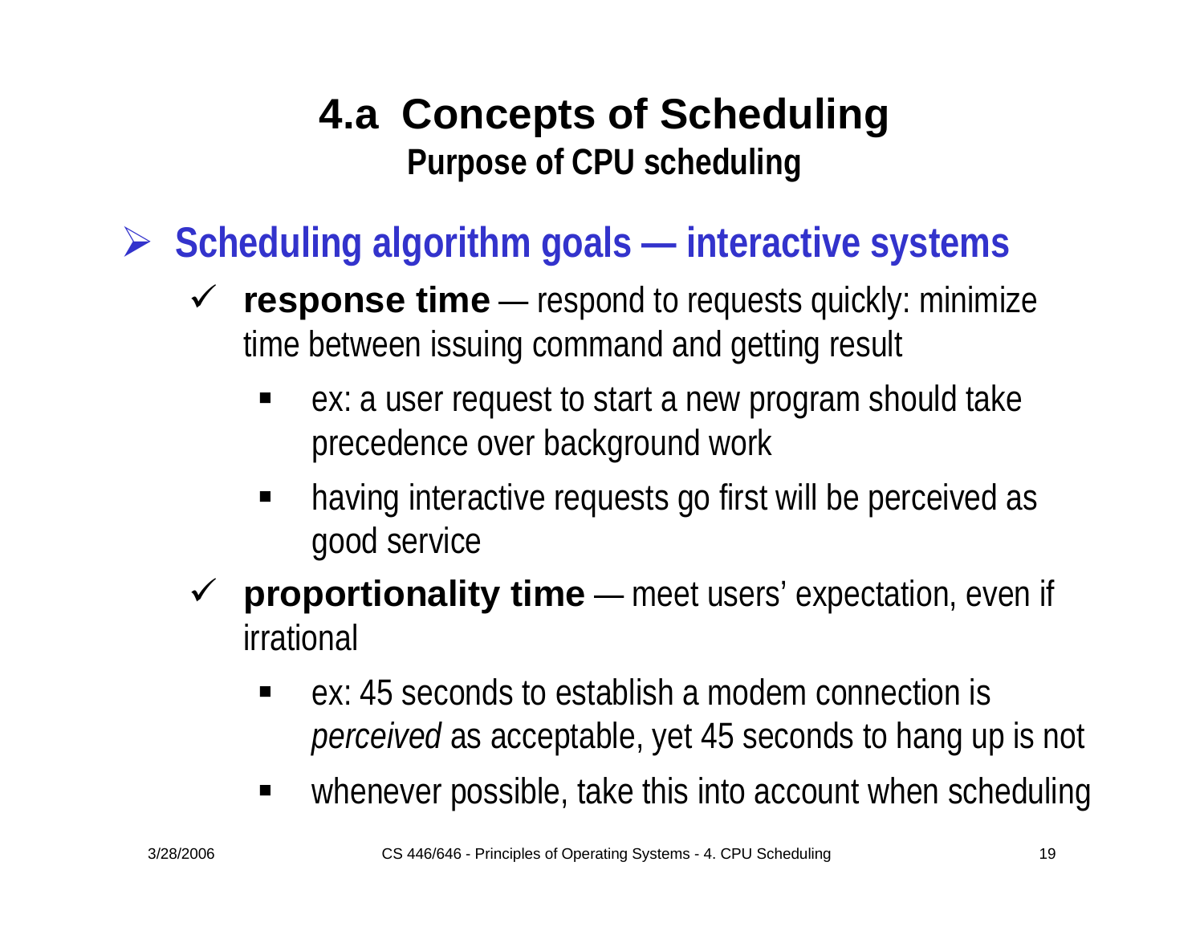# 4.a Concepts of Scheduling

## Purpose of CPU scheduling

- **Scheduling algorithm goals — interactive systems**
  - **response time** — respond to requests quickly: minimize time between issuing command and getting result
    - ex: a user request to start a new program should take precedence over background work
    - having interactive requests go first will be perceived as good service
  - **proportionality time** — meet users' expectation, even if irrational
    - ex: 45 seconds to establish a modem connection is *perceived* as acceptable, yet 45 seconds to hang up is not
    - whenever possible, take this into account when scheduling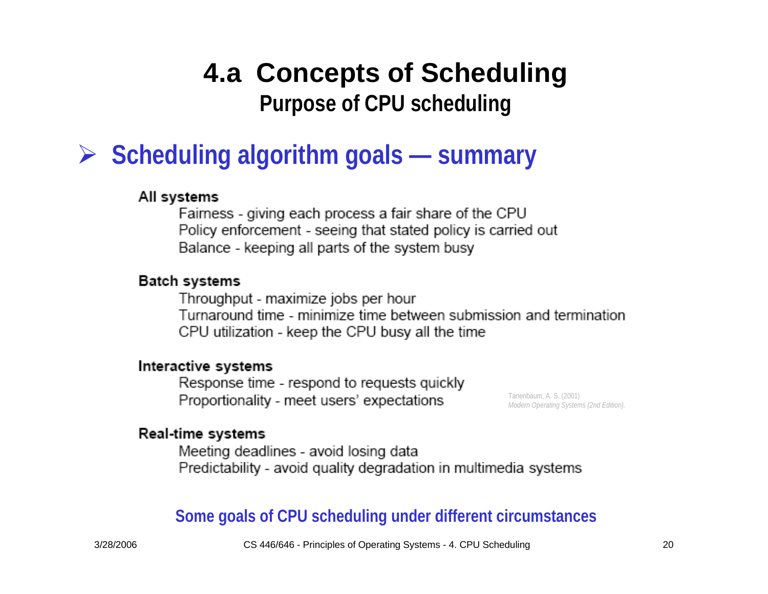# 4.a Concepts of Scheduling

## Purpose of CPU scheduling

### ➤ Scheduling algorithm goals — summary

**All systems**

- Fairness - giving each process a fair share of the CPU
- Policy enforcement - seeing that stated policy is carried out
- Balance - keeping all parts of the system busy

**Batch systems**

- Throughput - maximize jobs per hour
- Turnaround time - minimize time between submission and termination
- CPU utilization - keep the CPU busy all the time

**Interactive systems**

- Response time - respond to requests quickly
- Proportionality - meet users' expectations

**Real-time systems**

- Meeting deadlines - avoid losing data
- Predictability - avoid quality degradation in multimedia systems

Tanenbaum, A. S. (2001) *Modern Operating Systems (2nd Edition).*

**Some goals of CPU scheduling under different circumstances**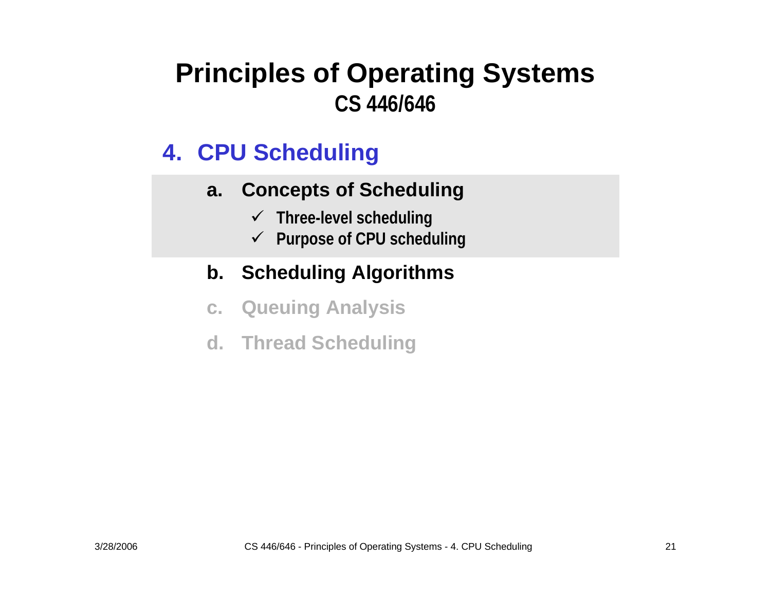# Principles of Operating Systems
## CS 446/646

## 4. CPU Scheduling

a. **Concepts of Scheduling**
   - ✓ Three-level scheduling
   - ✓ Purpose of CPU scheduling

b. **Scheduling Algorithms**

c. Queuing Analysis

d. Thread Scheduling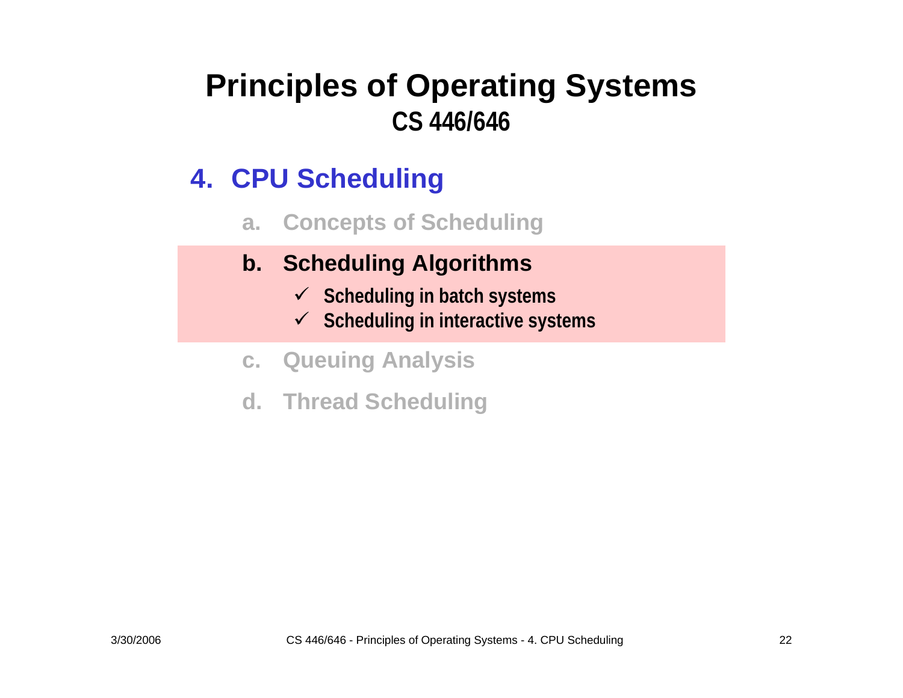# Principles of Operating Systems
## CS 446/646

## 4. CPU Scheduling

a. Concepts of Scheduling

**b. Scheduling Algorithms**

- ✓ **Scheduling in batch systems**
- ✓ **Scheduling in interactive systems**

c. Queuing Analysis

d. Thread Scheduling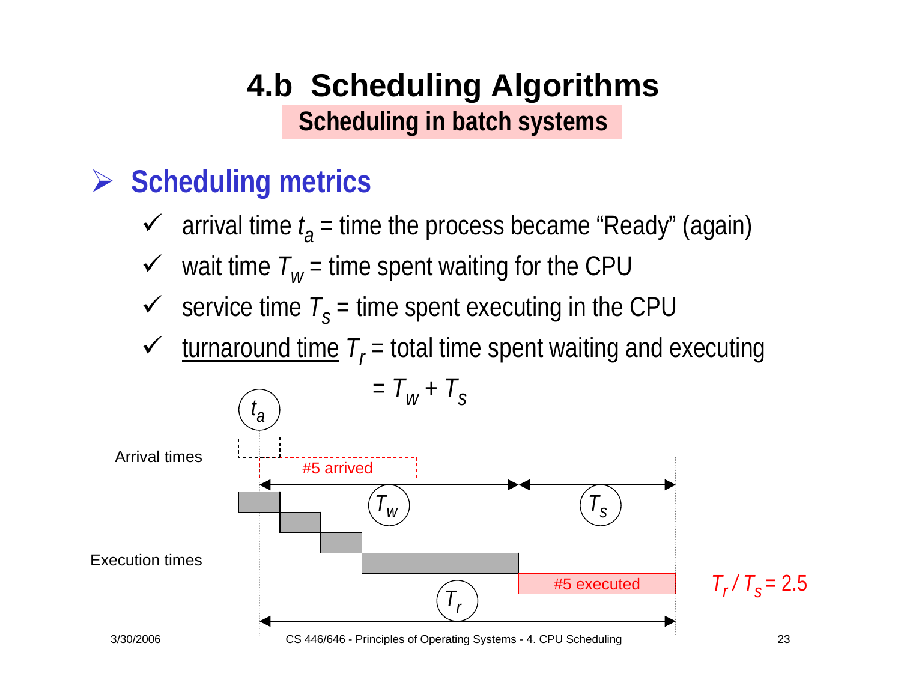# 4.b Scheduling Algorithms

## Scheduling in batch systems

- **Scheduling metrics**
  - ✓ arrival time $t_a$ = time the process became "Ready" (again)
  - ✓ wait time $T_w$ = time spent waiting for the CPU
  - ✓ service time $T_s$ = time spent executing in the CPU
  - ✓ <u>turnaround time</u> $T_r$ = total time spent waiting and executing

    $= T_w + T_s$

$t_a$

Arrival times

#5 arrived

$T_w$

$T_s$

Execution times

#5 executed

$T_r$

$T_r / T_s = 2.5$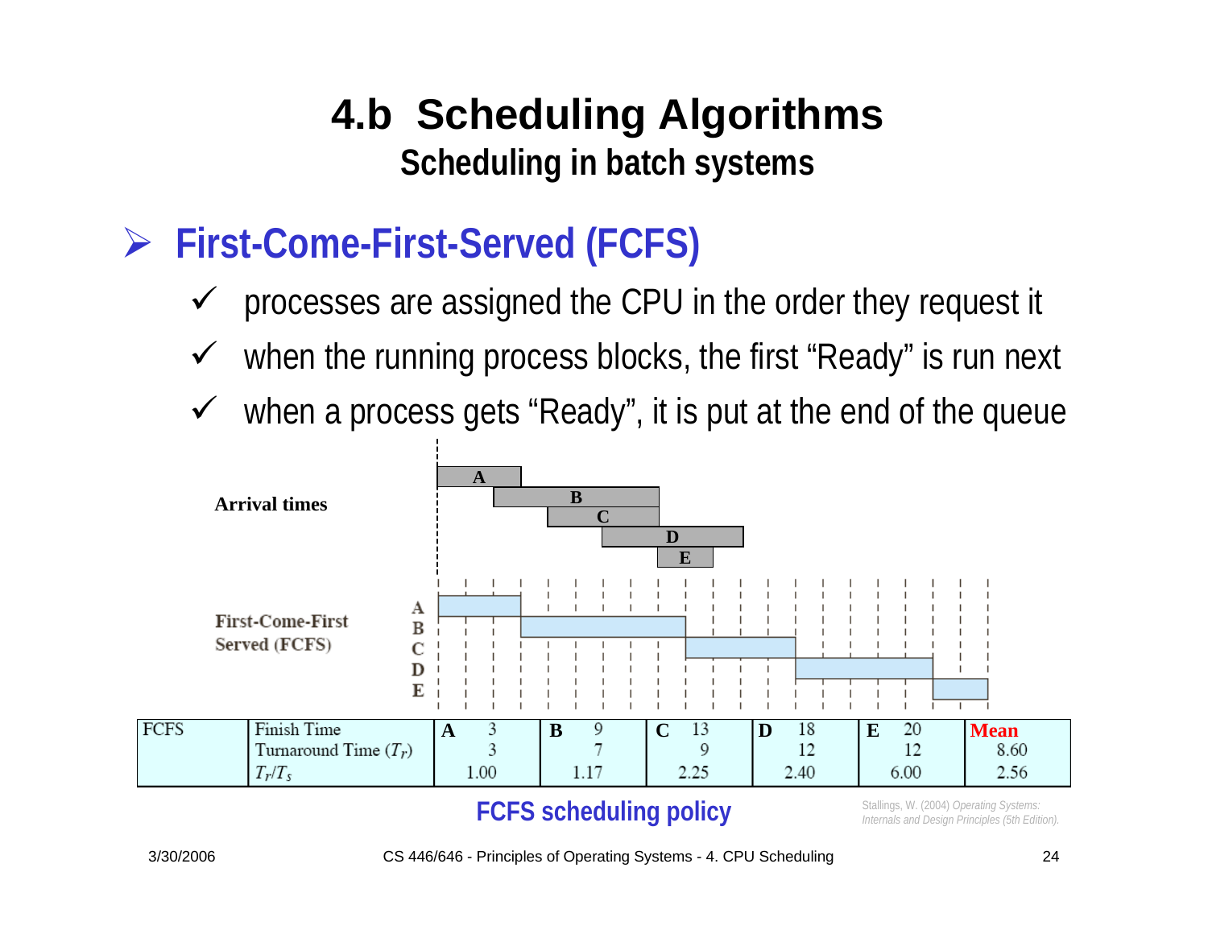# 4.b Scheduling Algorithms

## Scheduling in batch systems

- **First-Come-First-Served (FCFS)**
  - ✓ processes are assigned the CPU in the order they request it
  - ✓ when the running process blocks, the first "Ready" is run next
  - ✓ when a process gets "Ready", it is put at the end of the queue

**Arrival times**

A
B
C
D
E

**First-Come-First Served (FCFS)**

A
B
C
D
E

| | | | | | | | |
|---|---|---|---|---|---|---|---|
| FCFS | Finish Time | **A** 3 | **B** 9 | **C** 13 | **D** 18 | **E** 20 | **Mean** |
| | Turnaround Time ($T_r$) | 3 | 7 | 9 | 12 | 12 | 8.60 |
| | $T_r/T_s$ | 1.00 | 1.17 | 2.25 | 2.40 | 6.00 | 2.56 |

**FCFS scheduling policy**

Stallings, W. (2004) *Operating Systems: Internals and Design Principles (5th Edition).*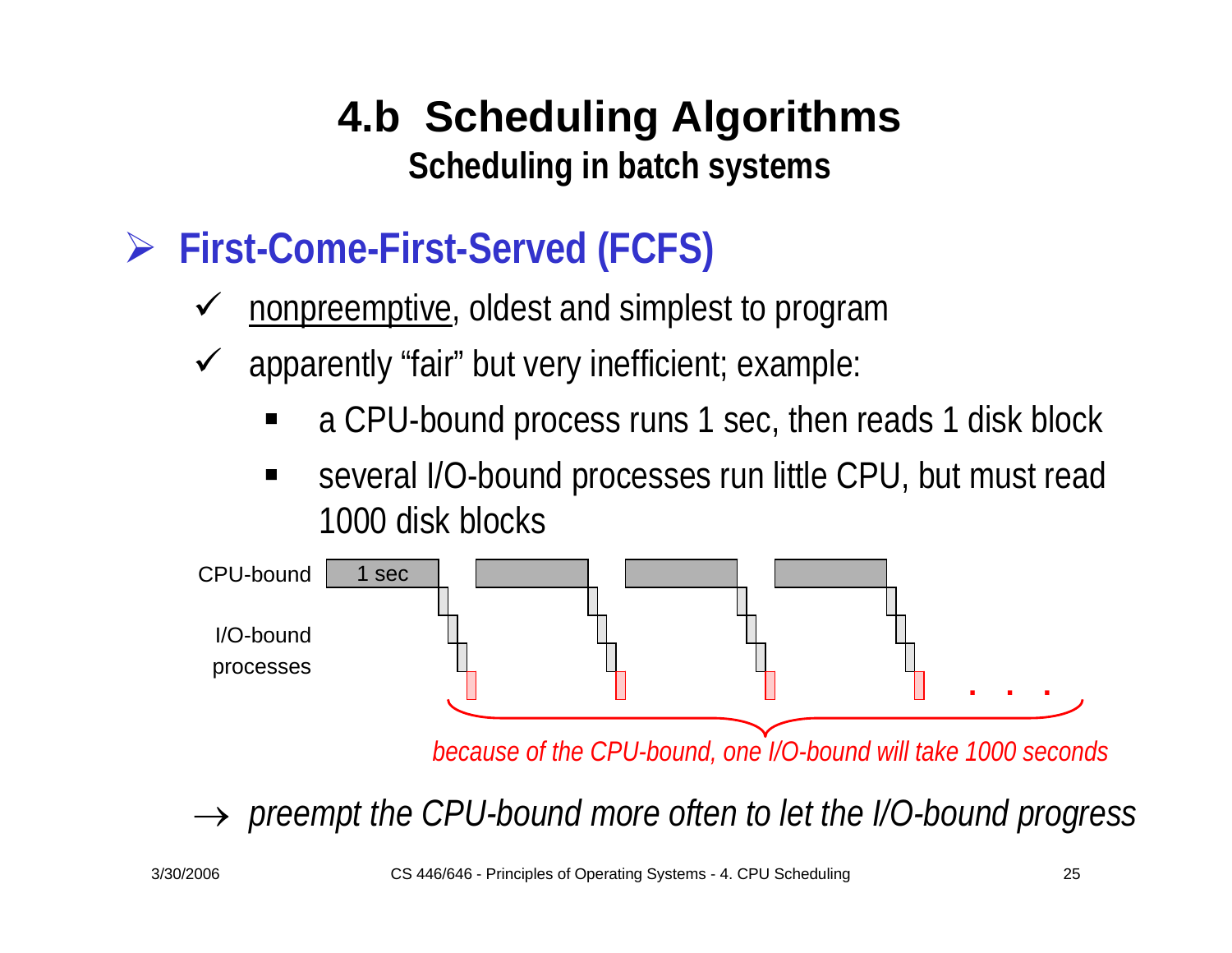# 4.b Scheduling Algorithms

## Scheduling in batch systems

- **First-Come-First-Served (FCFS)**
  - nonpreemptive, oldest and simplest to program
  - apparently "fair" but very inefficient; example:
    - a CPU-bound process runs 1 sec, then reads 1 disk block
    - several I/O-bound processes run little CPU, but must read 1000 disk blocks

CPU-bound

1 sec

I/O-bound processes

. . .

*because of the CPU-bound, one I/O-bound will take 1000 seconds*

→ *preempt the CPU-bound more often to let the I/O-bound progress*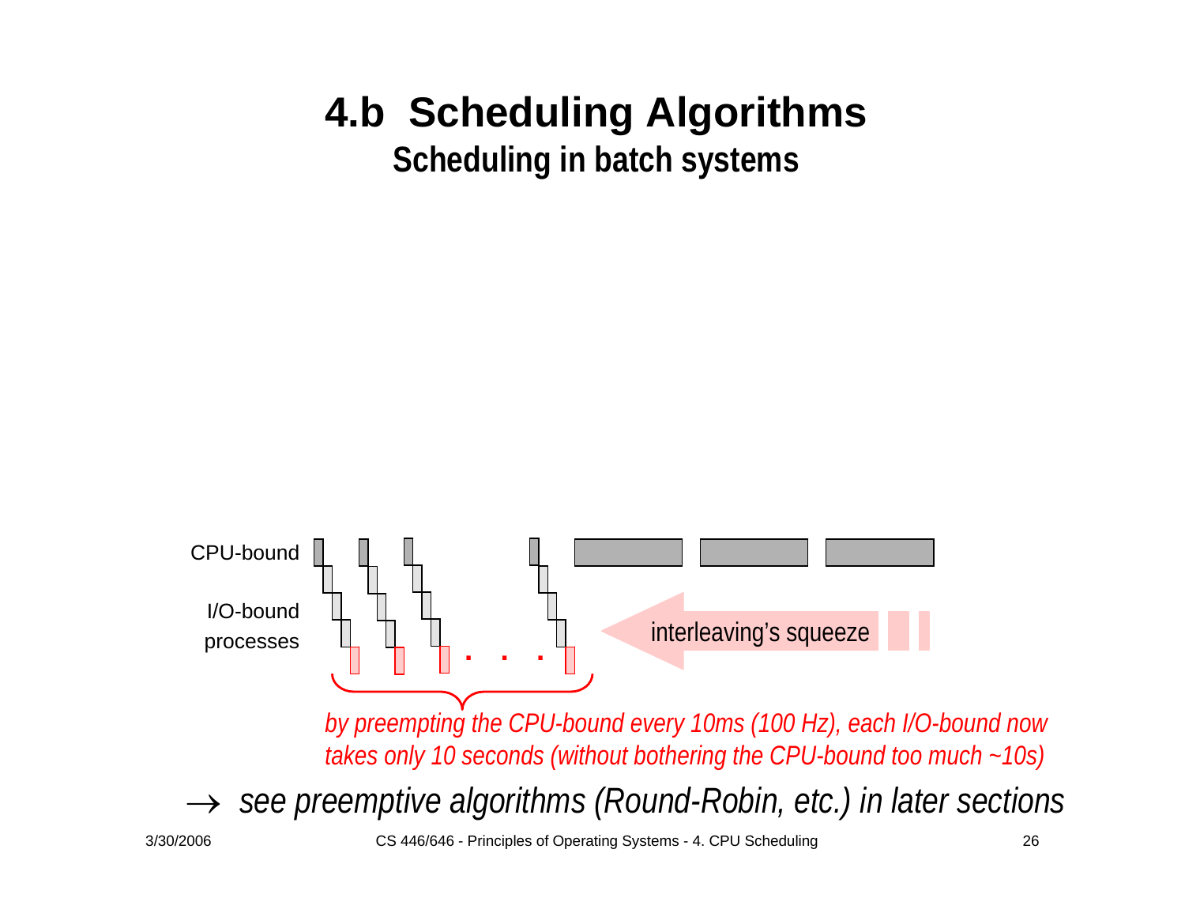# 4.b Scheduling Algorithms

## Scheduling in batch systems

CPU-bound

I/O-bound processes

interleaving's squeeze

*by preempting the CPU-bound every 10ms (100 Hz), each I/O-bound now takes only 10 seconds (without bothering the CPU-bound too much ~10s)*

→ *see preemptive algorithms (Round-Robin, etc.) in later sections*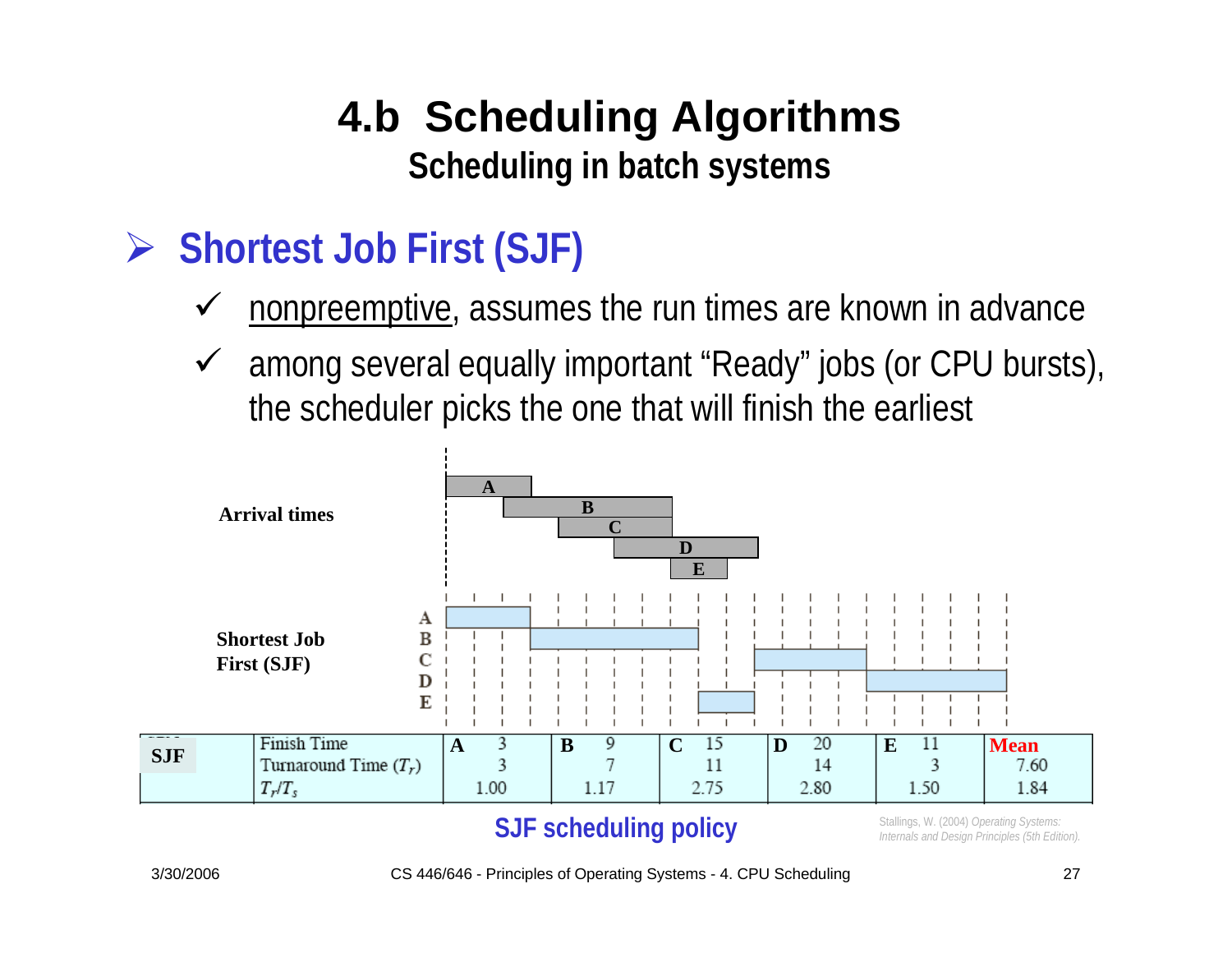# 4.b Scheduling Algorithms

## Scheduling in batch systems

- **Shortest Job First (SJF)**
  - ✓ nonpreemptive, assumes the run times are known in advance
  - ✓ among several equally important "Ready" jobs (or CPU bursts), the scheduler picks the one that will finish the earliest

Arrival times

A
B
C
D
E

Shortest Job First (SJF)

A
B
C
D
E

| SJF | | | | | | | | | | | | |
|---|---|---|---|---|---|---|---|---|---|---|---|---|
| | Finish Time | A | 3 | B | 9 | C | 15 | D | 20 | E | 11 | **Mean** |
| | Turnaround Time ($T_r$) | | 3 | | 7 | | 11 | | 14 | | 3 | 7.60 |
| | $T_r/T_s$ | | 1.00 | | 1.17 | | 2.75 | | 2.80 | | 1.50 | 1.84 |

**SJF scheduling policy**

Stallings, W. (2004) *Operating Systems: Internals and Design Principles (5th Edition).*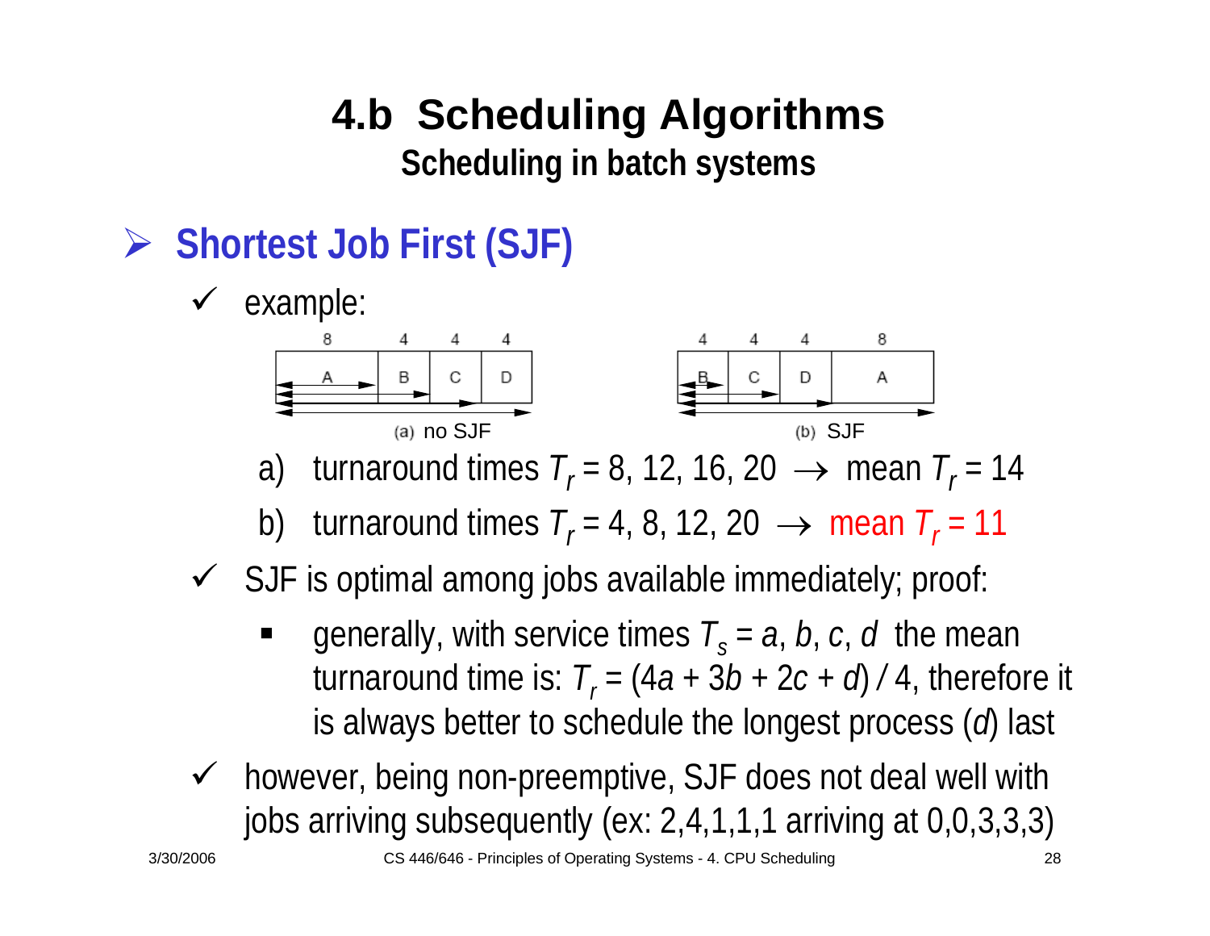# 4.b Scheduling Algorithms

## Scheduling in batch systems

- **Shortest Job First (SJF)**
  - example:

8 4 4 4

A B C D

(a) no SJF

4 4 4 8

B C D A

(b) SJF

  a) turnaround times $T_r = 8, 12, 16, 20 \rightarrow$ mean $T_r = 14$

  b) turnaround times $T_r = 4, 8, 12, 20 \rightarrow$ mean $T_r = 11$

  - SJF is optimal among jobs available immediately; proof:
    - generally, with service times $T_s = a, b, c, d$ the mean turnaround time is: $T_r = (4a + 3b + 2c + d) / 4$, therefore it is always better to schedule the longest process ($d$) last
  - however, being non-preemptive, SJF does not deal well with jobs arriving subsequently (ex: 2,4,1,1,1 arriving at 0,0,3,3,3)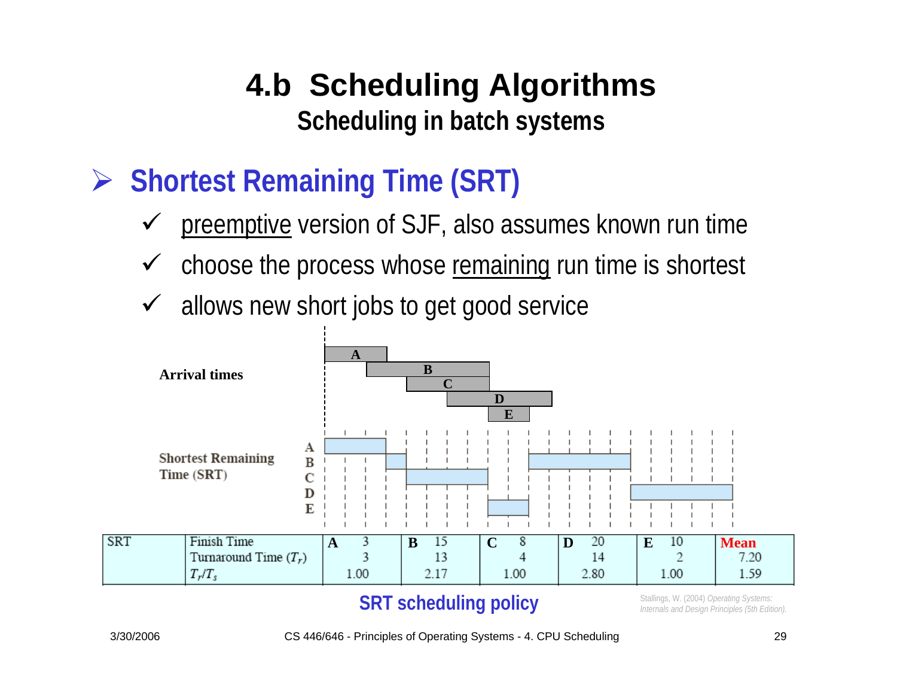# 4.b Scheduling Algorithms

## Scheduling in batch systems

- **Shortest Remaining Time (SRT)**
  - preemptive version of SJF, also assumes known run time
  - choose the process whose remaining run time is shortest
  - allows new short jobs to get good service

Arrival times

A
B
C
D
E

Shortest Remaining Time (SRT)

A
B
C
D
E

| SRT | | | | | | | |
|---|---|---|---|---|---|---|---|
| | Finish Time | **A** 3 | **B** 15 | **C** 8 | **D** 20 | **E** 10 | **Mean** |
| | Turnaround Time ($T_r$) | 3 | 13 | 4 | 14 | 2 | 7.20 |
| | $T_r/T_s$ | 1.00 | 2.17 | 1.00 | 2.80 | 1.00 | 1.59 |

SRT scheduling policy

Stallings, W. (2004) *Operating Systems: Internals and Design Principles (5th Edition).*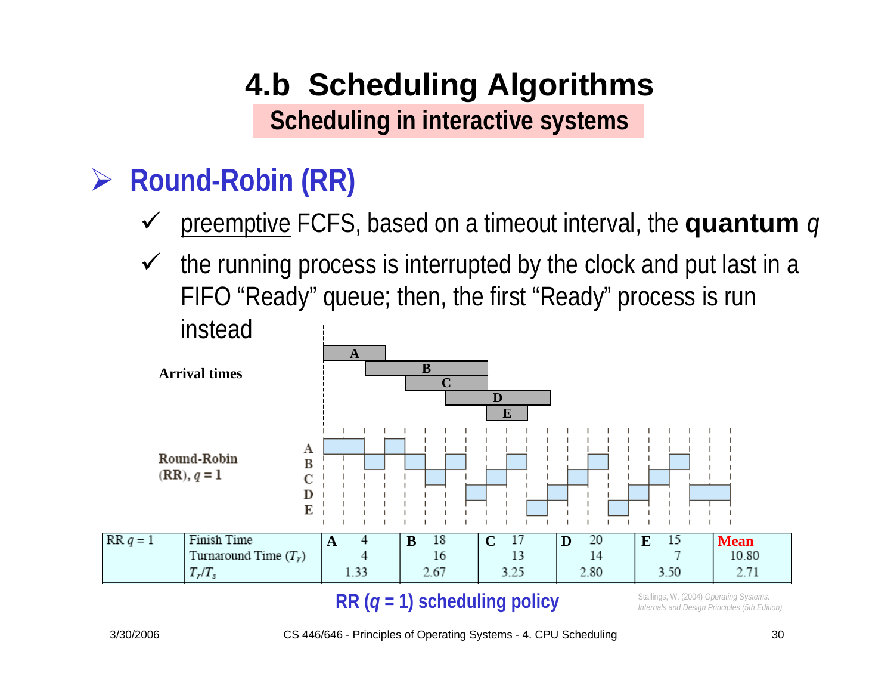# 4.b Scheduling Algorithms

## Scheduling in interactive systems

- **Round-Robin (RR)**
  - <u>preemptive</u> FCFS, based on a timeout interval, the **quantum** *q*
  - the running process is interrupted by the clock and put last in a FIFO "Ready" queue; then, the first "Ready" process is run instead

Arrival times

A B C D E

Round-Robin (RR), $q = 1$

A B C D E

| RR $q = 1$ | | | | | | |
|---|---|---|---|---|---|---|
| | | **A** | **B** | **C** | **D** | **E** | **Mean** |
| Finish Time | | 4 | 18 | 17 | 20 | 15 | |
| Turnaround Time ($T_r$) | | 4 | 16 | 13 | 14 | 7 | 10.80 |
| $T_r/T_s$ | | 1.33 | 2.67 | 3.25 | 2.80 | 3.50 | 2.71 |

**RR ($q$ = 1) scheduling policy**

Stallings, W. (2004) *Operating Systems: Internals and Design Principles (5th Edition).*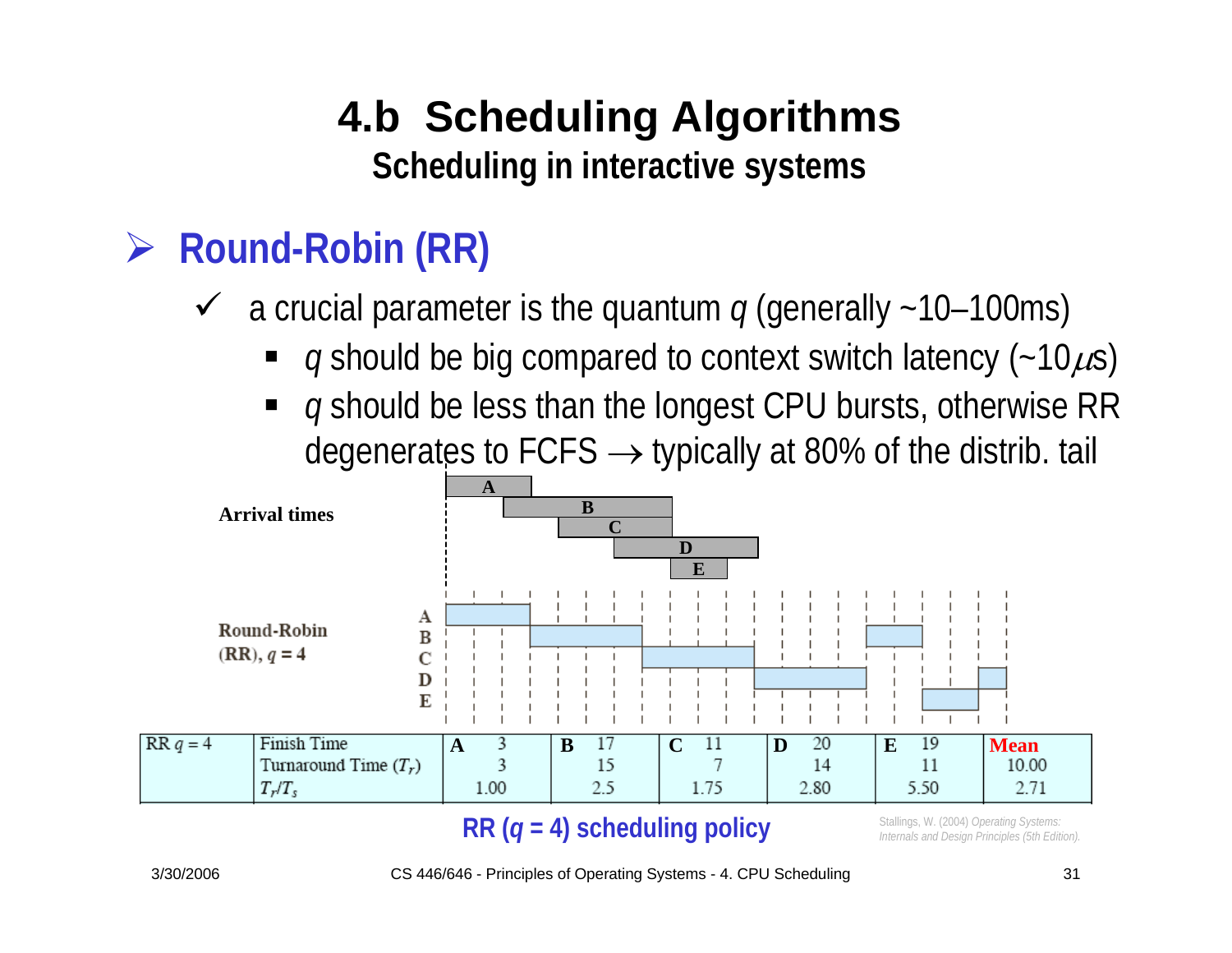# 4.b Scheduling Algorithms

## Scheduling in interactive systems

### Round-Robin (RR)

- a crucial parameter is the quantum $q$ (generally ~10–100ms)
  - $q$ should be big compared to context switch latency (~10$\mu$s)
  - $q$ should be less than the longest CPU bursts, otherwise RR degenerates to FCFS → typically at 80% of the distrib. tail

Arrival times

A
B
C
D
E

Round-Robin (RR), $q$ = 4

A
B
C
D
E

| RR $q$ = 4 | | A | B | C | D | E | Mean |
|---|---|---|---|---|---|---|---|
| | Finish Time | 3 | 17 | 11 | 20 | 19 | |
| | Turnaround Time ($T_r$) | 3 | 15 | 7 | 14 | 11 | 10.00 |
| | $T_r/T_s$ | 1.00 | 2.5 | 1.75 | 2.80 | 5.50 | 2.71 |

RR ($q$ = 4) scheduling policy

Stallings, W. (2004) *Operating Systems: Internals and Design Principles (5th Edition).*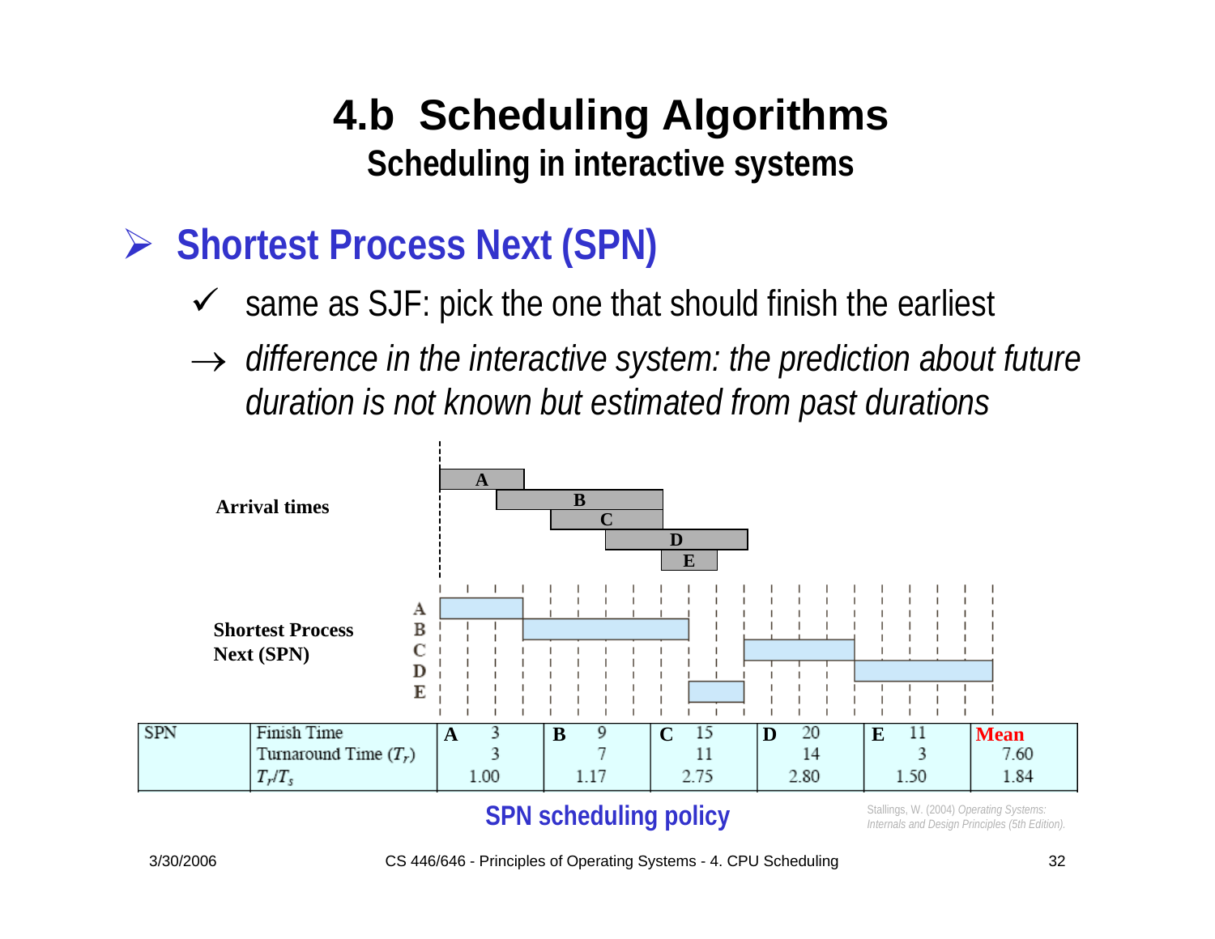# 4.b Scheduling Algorithms

## Scheduling in interactive systems

- **Shortest Process Next (SPN)**
  - ✓ same as SJF: pick the one that should finish the earliest
  - → *difference in the interactive system: the prediction about future duration is not known but estimated from past durations*

| SPN | | A | | B | | C | | D | | E | | Mean |
|---|---|---|---|---|---|---|---|---|---|---|---|---|
| | Finish Time | | 3 | | 9 | | 15 | | 20 | | 11 | |
| | Turnaround Time ($T_r$) | | 3 | | 7 | | 11 | | 14 | | 3 | 7.60 |
| | $T_r/T_s$ | | 1.00 | | 1.17 | | 2.75 | | 2.80 | | 1.50 | 1.84 |

SPN scheduling policy

Stallings, W. (2004) *Operating Systems: Internals and Design Principles (5th Edition).*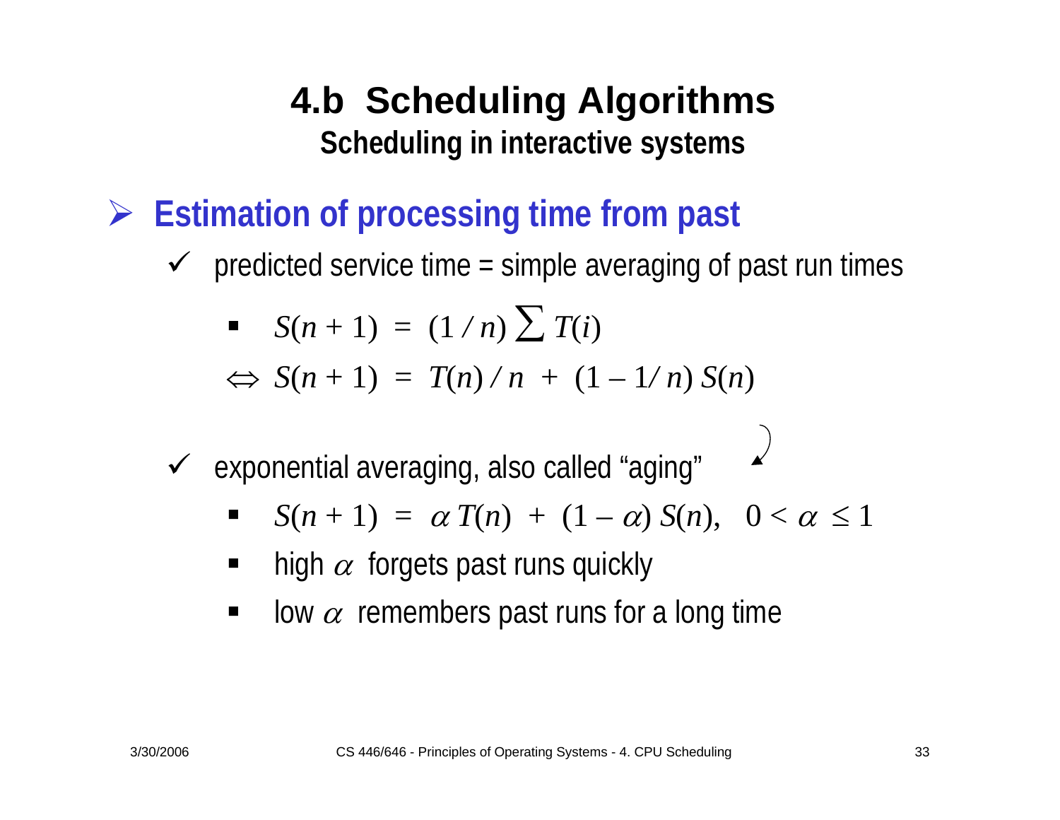# 4.b Scheduling Algorithms

## Scheduling in interactive systems

- **Estimation of processing time from past**
  - predicted service time = simple averaging of past run times
    - $S(n+1) = (1/n) \sum T(i)$

      $\Leftrightarrow S(n+1) = T(n)/n + (1 - 1/n)\, S(n)$
  - exponential averaging, also called “aging”
    - $S(n+1) = \alpha\, T(n) + (1 - \alpha)\, S(n), \quad 0 < \alpha \leq 1$
    - high $\alpha$ forgets past runs quickly
    - low $\alpha$ remembers past runs for a long time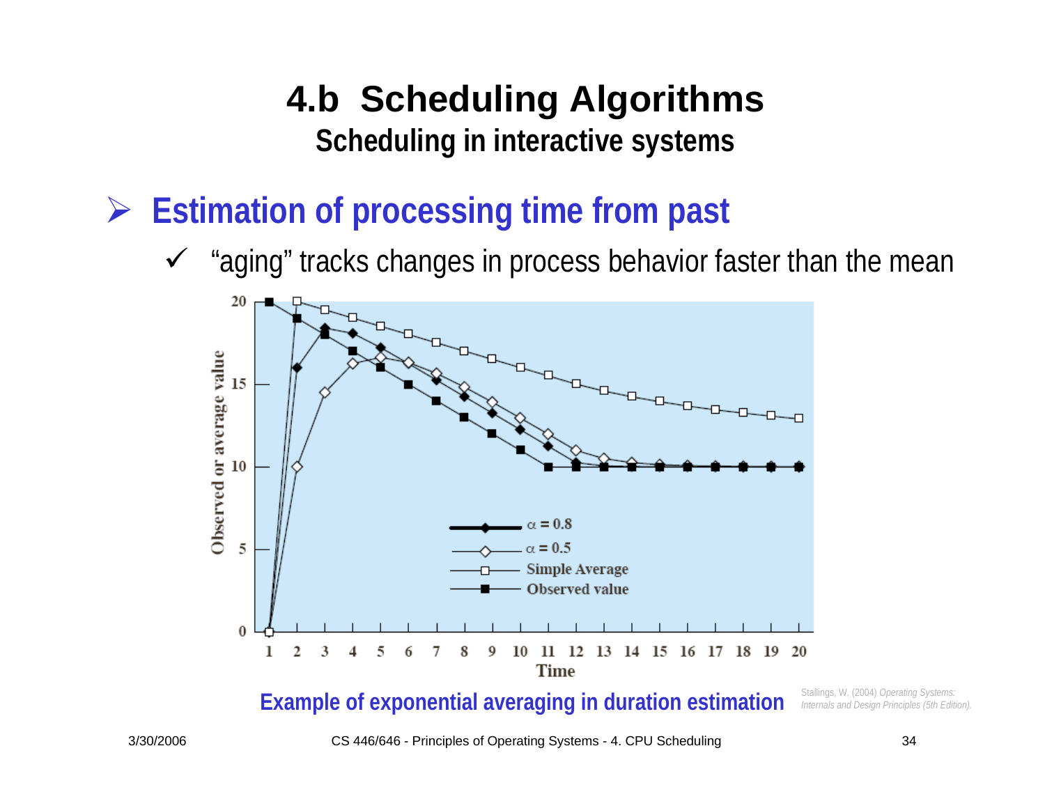# 4.b Scheduling Algorithms

## Scheduling in interactive systems

- **Estimation of processing time from past**
  - ✓ "aging" tracks changes in process behavior faster than the mean

20
15
10
5
0
Observed or average value
1 2 3 4 5 6 7 8 9 10 11 12 13 14 15 16 17 18 19 20
Time
$\alpha = 0.8$
$\alpha = 0.5$
Simple Average
Observed value

**Example of exponential averaging in duration estimation**

Stallings, W. (2004) *Operating Systems: Internals and Design Principles (5th Edition).*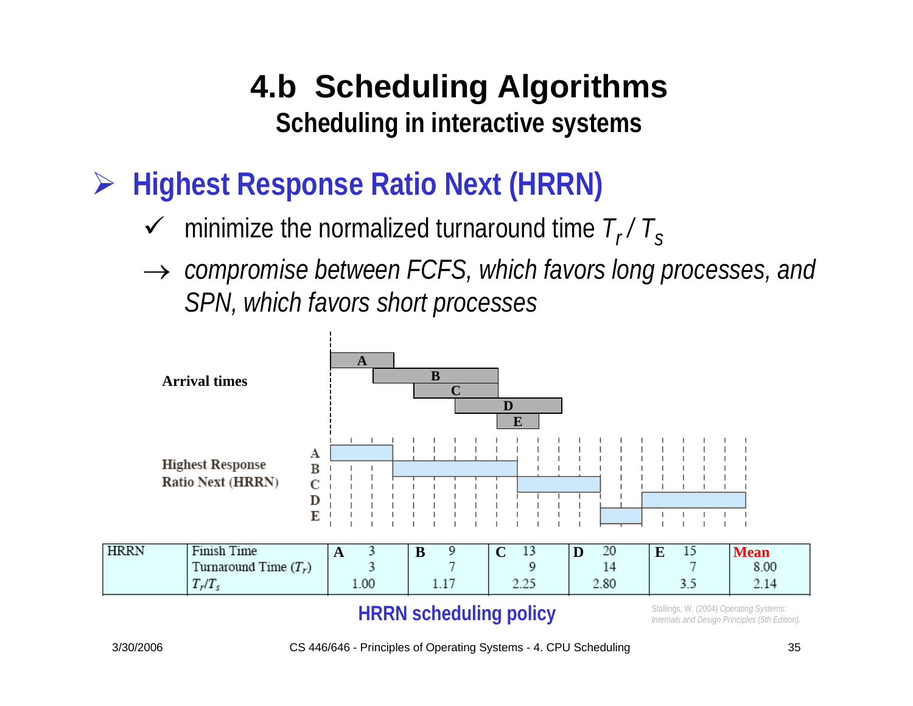# 4.b Scheduling Algorithms

## Scheduling in interactive systems

- **Highest Response Ratio Next (HRRN)**
  - ✓ minimize the normalized turnaround time $T_r / T_s$
  - → *compromise between FCFS, which favors long processes, and SPN, which favors short processes*

Arrival times

A
B
C
D
E

Highest Response Ratio Next (HRRN)

A
B
C
D
E

| | | | | | | |
|---|---|---|---|---|---|---|
| HRRN | Finish Time | **A** 3 | **B** 9 | **C** 13 | **D** 20 | **E** 15 | **Mean** |
| | Turnaround Time ($T_r$) | 3 | 7 | 9 | 14 | 7 | 8.00 |
| | $T_r/T_s$ | 1.00 | 1.17 | 2.25 | 2.80 | 3.5 | 2.14 |

**HRRN scheduling policy**

Stallings, W. (2004) *Operating Systems: Internals and Design Principles (5th Edition).*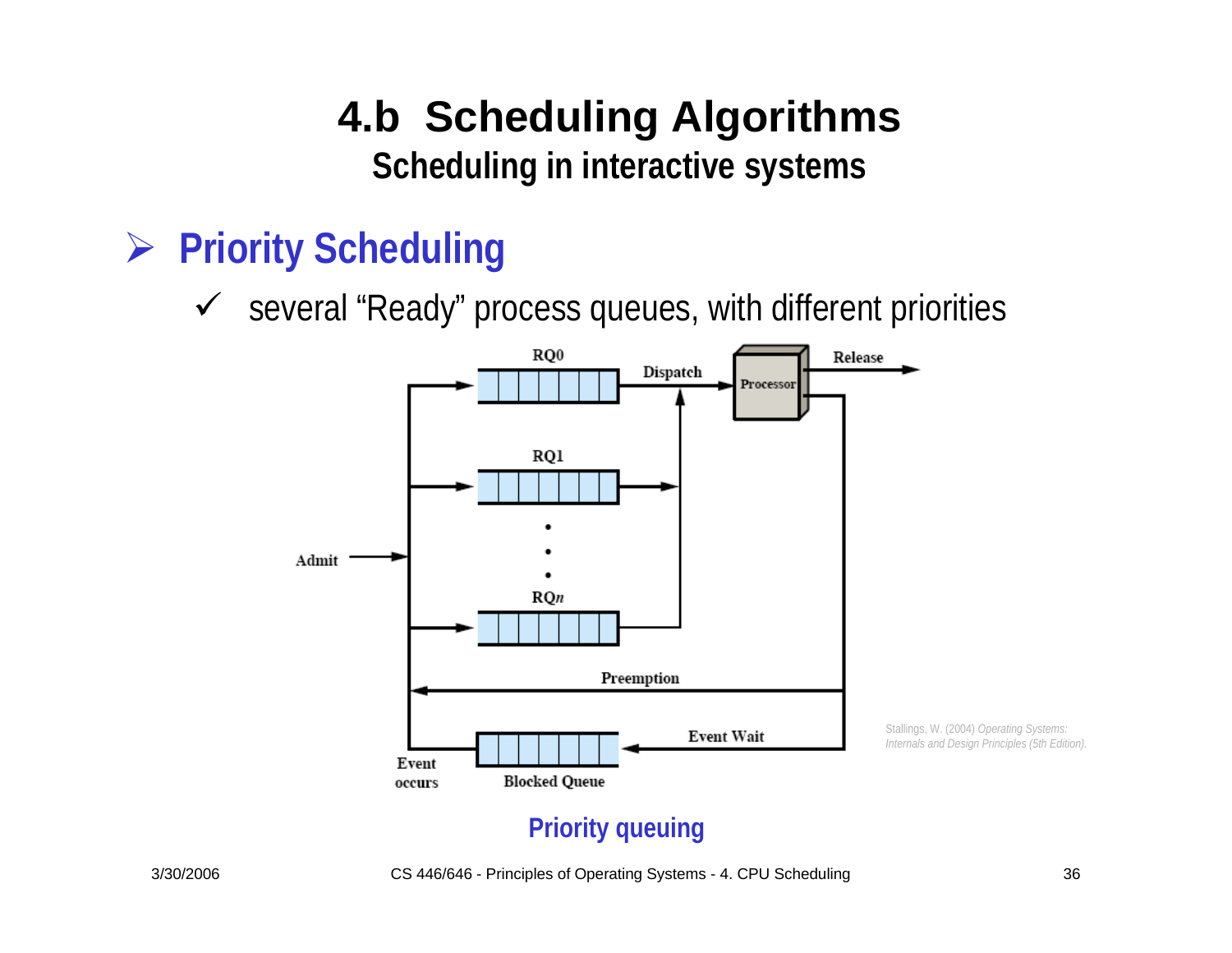# 4.b Scheduling Algorithms

## Scheduling in interactive systems

- **Priority Scheduling**
  - ✓ several "Ready" process queues, with different priorities

RQ0
Dispatch
Processor
Release
RQ1
Admit
RQ$n$
Preemption
Event Wait
Event occurs
Blocked Queue

Stallings, W. (2004) *Operating Systems: Internals and Design Principles (5th Edition).*

**Priority queuing**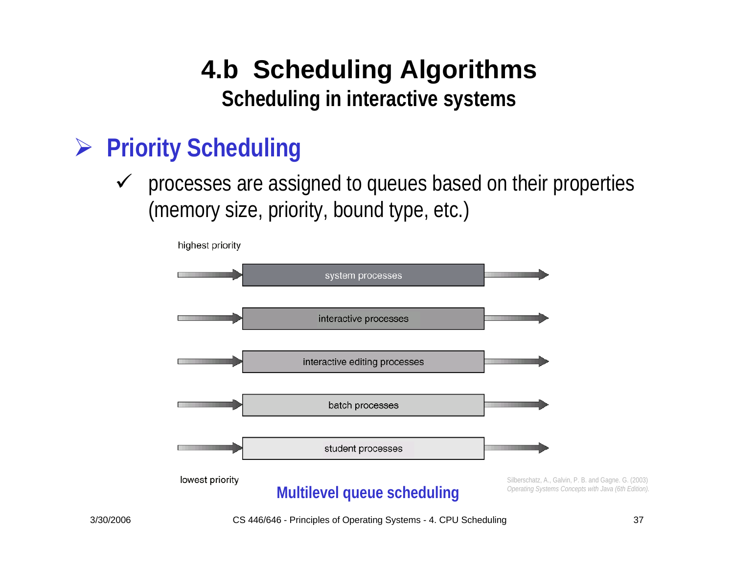# 4.b Scheduling Algorithms

## Scheduling in interactive systems

### Priority Scheduling

- processes are assigned to queues based on their properties (memory size, priority, bound type, etc.)

highest priority

system processes

interactive processes

interactive editing processes

batch processes

student processes

lowest priority

**Multilevel queue scheduling**

Silberschatz, A., Galvin, P. B. and Gagne. G. (2003)
*Operating Systems Concepts with Java (6th Edition).*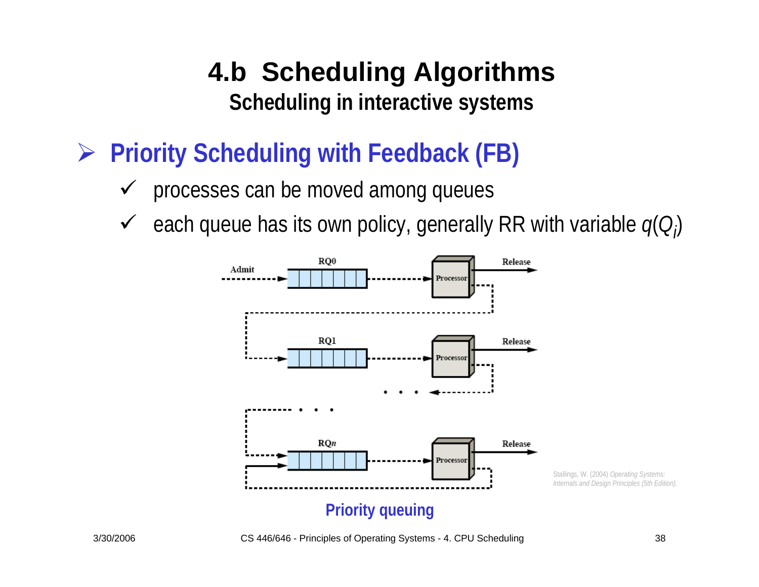# 4.b Scheduling Algorithms

## Scheduling in interactive systems

- **Priority Scheduling with Feedback (FB)**
  - ✓ processes can be moved among queues
  - ✓ each queue has its own policy, generally RR with variable $q(Q_i)$

Stallings, W. (2004) *Operating Systems: Internals and Design Principles (5th Edition).*

Priority queuing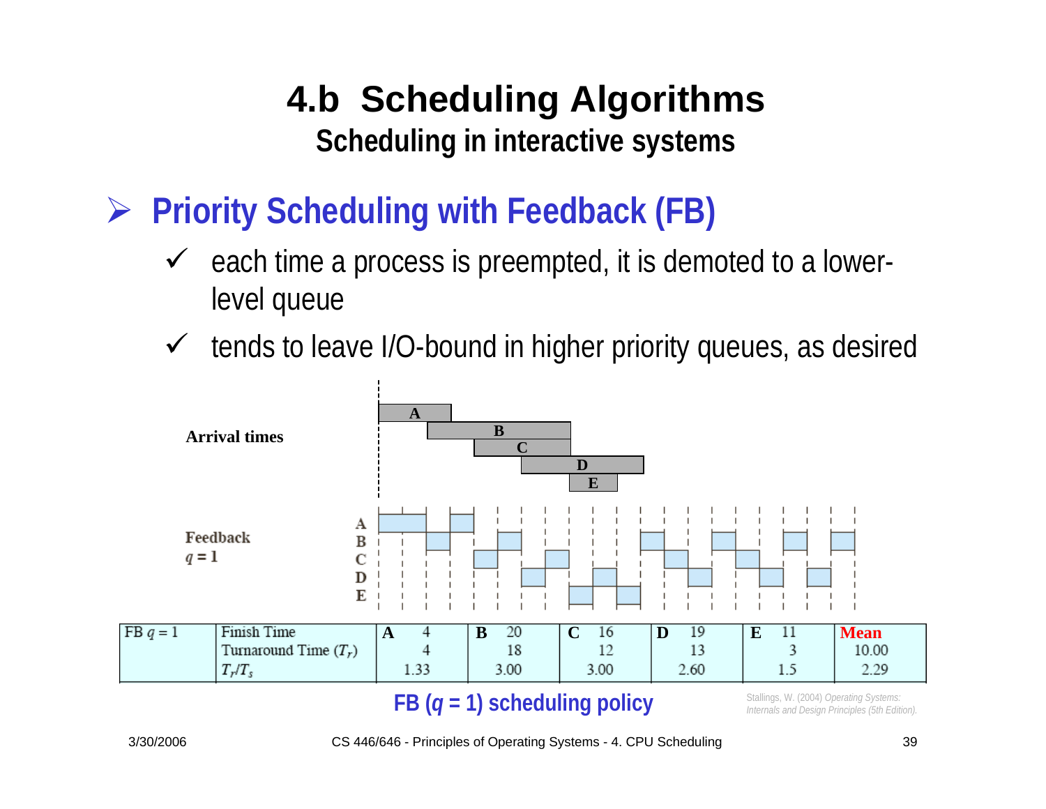# 4.b Scheduling Algorithms

## Scheduling in interactive systems

- **Priority Scheduling with Feedback (FB)**
  - ✓ each time a process is preempted, it is demoted to a lower-level queue
  - ✓ tends to leave I/O-bound in higher priority queues, as desired

Arrival times

A B C D E

Feedback $q = 1$

A B C D E

| FB $q = 1$ | | | | | | | |
|---|---|---|---|---|---|---|---|
| | Finish Time | A 4 | B 20 | C 16 | D 19 | E 11 | **Mean** |
| | Turnaround Time ($T_r$) | 4 | 18 | 12 | 13 | 3 | 10.00 |
| | $T_r/T_s$ | 1.33 | 3.00 | 3.00 | 2.60 | 1.5 | 2.29 |

**FB ($q$ = 1) scheduling policy**

Stallings, W. (2004) *Operating Systems: Internals and Design Principles (5th Edition).*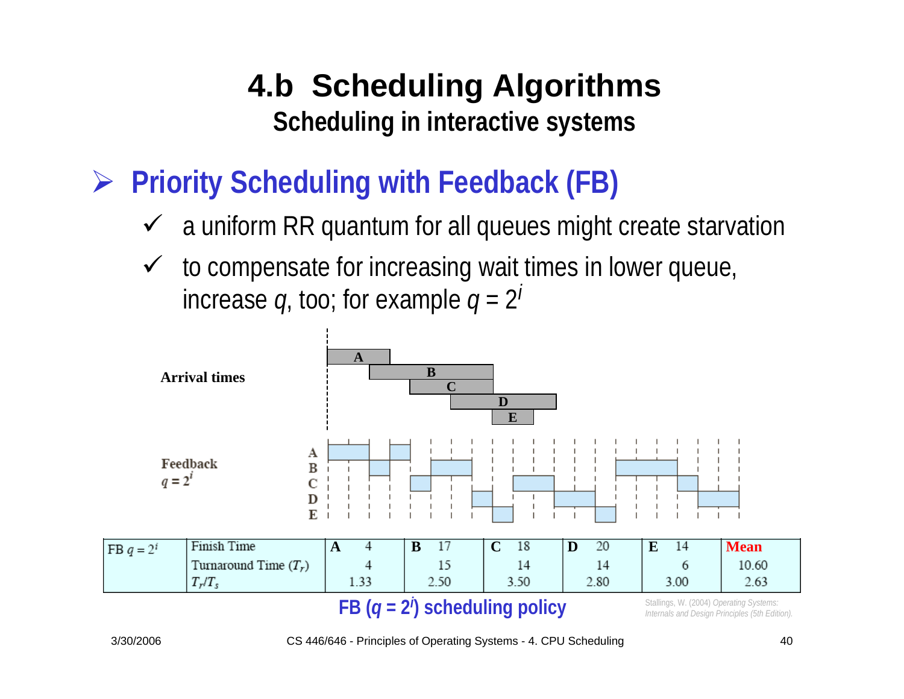# 4.b Scheduling Algorithms

## Scheduling in interactive systems

- **Priority Scheduling with Feedback (FB)**
  - ✓ a uniform RR quantum for all queues might create starvation
  - ✓ to compensate for increasing wait times in lower queue, increase $q$, too; for example $q = 2^i$

Arrival times

A
B
C
D
E

Feedback
$q = 2^i$

A
B
C
D
E

| FB $q = 2^i$ | | | | | | | |
|---|---|---|---|---|---|---|---|
| | Finish Time | **A** 4 | **B** 17 | **C** 18 | **D** 20 | **E** 14 | **Mean** |
| | Turnaround Time ($T_r$) | 4 | 15 | 14 | 14 | 6 | 10.60 |
| | $T_r/T_s$ | 1.33 | 2.50 | 3.50 | 2.80 | 3.00 | 2.63 |

**FB ($q = 2^i$) scheduling policy**

Stallings, W. (2004) *Operating Systems: Internals and Design Principles (5th Edition).*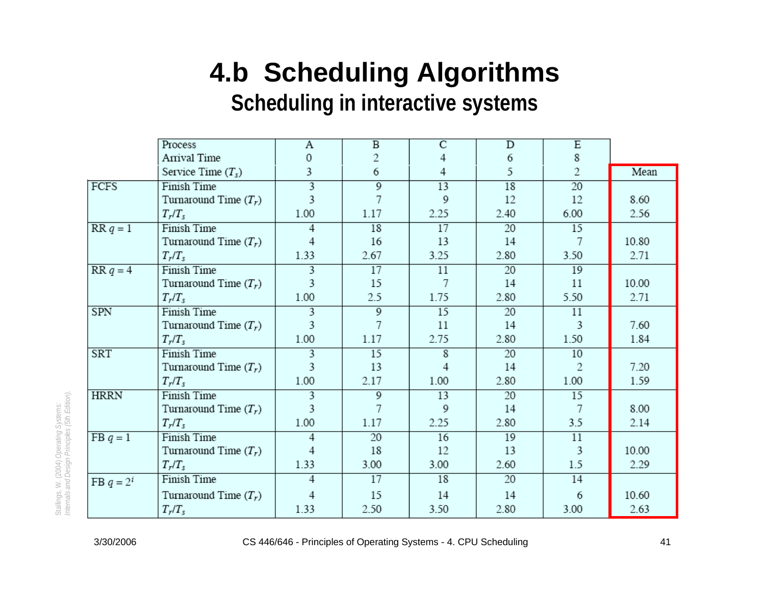# 4.b Scheduling Algorithms

## Scheduling in interactive systems

| | Process | A | B | C | D | E | |
|---|---|---|---|---|---|---|---|
| | Arrival Time | 0 | 2 | 4 | 6 | 8 | |
| | Service Time ($T_s$) | 3 | 6 | 4 | 5 | 2 | Mean |
| FCFS | Finish Time | 3 | 9 | 13 | 18 | 20 | |
| | Turnaround Time ($T_r$) | 3 | 7 | 9 | 12 | 12 | 8.60 |
| | $T_r/T_s$ | 1.00 | 1.17 | 2.25 | 2.40 | 6.00 | 2.56 |
| RR $q = 1$ | Finish Time | 4 | 18 | 17 | 20 | 15 | |
| | Turnaround Time ($T_r$) | 4 | 16 | 13 | 14 | 7 | 10.80 |
| | $T_r/T_s$ | 1.33 | 2.67 | 3.25 | 2.80 | 3.50 | 2.71 |
| RR $q = 4$ | Finish Time | 3 | 17 | 11 | 20 | 19 | |
| | Turnaround Time ($T_r$) | 3 | 15 | 7 | 14 | 11 | 10.00 |
| | $T_r/T_s$ | 1.00 | 2.5 | 1.75 | 2.80 | 5.50 | 2.71 |
| SPN | Finish Time | 3 | 9 | 15 | 20 | 11 | |
| | Turnaround Time ($T_r$) | 3 | 7 | 11 | 14 | 3 | 7.60 |
| | $T_r/T_s$ | 1.00 | 1.17 | 2.75 | 2.80 | 1.50 | 1.84 |
| SRT | Finish Time | 3 | 15 | 8 | 20 | 10 | |
| | Turnaround Time ($T_r$) | 3 | 13 | 4 | 14 | 2 | 7.20 |
| | $T_r/T_s$ | 1.00 | 2.17 | 1.00 | 2.80 | 1.00 | 1.59 |
| HRRN | Finish Time | 3 | 9 | 13 | 20 | 15 | |
| | Turnaround Time ($T_r$) | 3 | 7 | 9 | 14 | 7 | 8.00 |
| | $T_r/T_s$ | 1.00 | 1.17 | 2.25 | 2.80 | 3.5 | 2.14 |
| FB $q = 1$ | Finish Time | 4 | 20 | 16 | 19 | 11 | |
| | Turnaround Time ($T_r$) | 4 | 18 | 12 | 13 | 3 | 10.00 |
| | $T_r/T_s$ | 1.33 | 3.00 | 3.00 | 2.60 | 1.5 | 2.29 |
| FB $q = 2^i$ | Finish Time | 4 | 17 | 18 | 20 | 14 | |
| | Turnaround Time ($T_r$) | 4 | 15 | 14 | 14 | 6 | 10.60 |
| | $T_r/T_s$ | 1.33 | 2.50 | 3.50 | 2.80 | 3.00 | 2.63 |

Stallings, W. (2004) *Operating Systems: Internals and Design Principles (5th Edition).*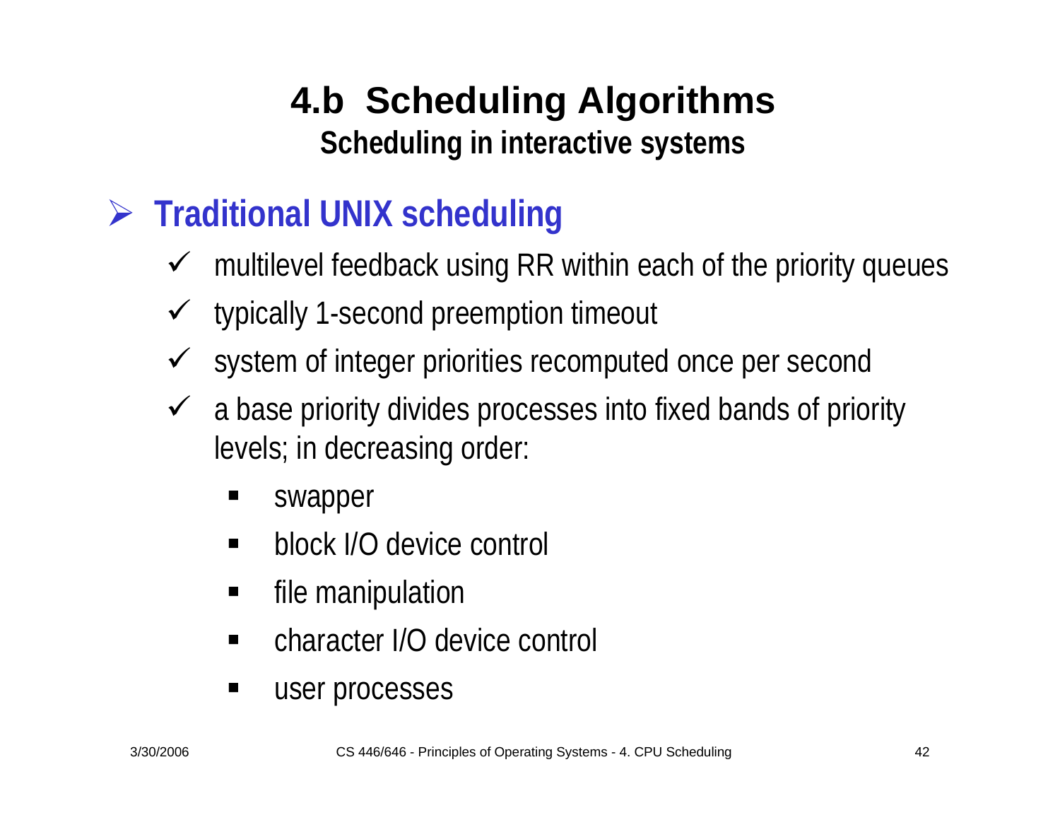# 4.b Scheduling Algorithms

## Scheduling in interactive systems

- **Traditional UNIX scheduling**
  - multilevel feedback using RR within each of the priority queues
  - typically 1-second preemption timeout
  - system of integer priorities recomputed once per second
  - a base priority divides processes into fixed bands of priority levels; in decreasing order:
    - swapper
    - block I/O device control
    - file manipulation
    - character I/O device control
    - user processes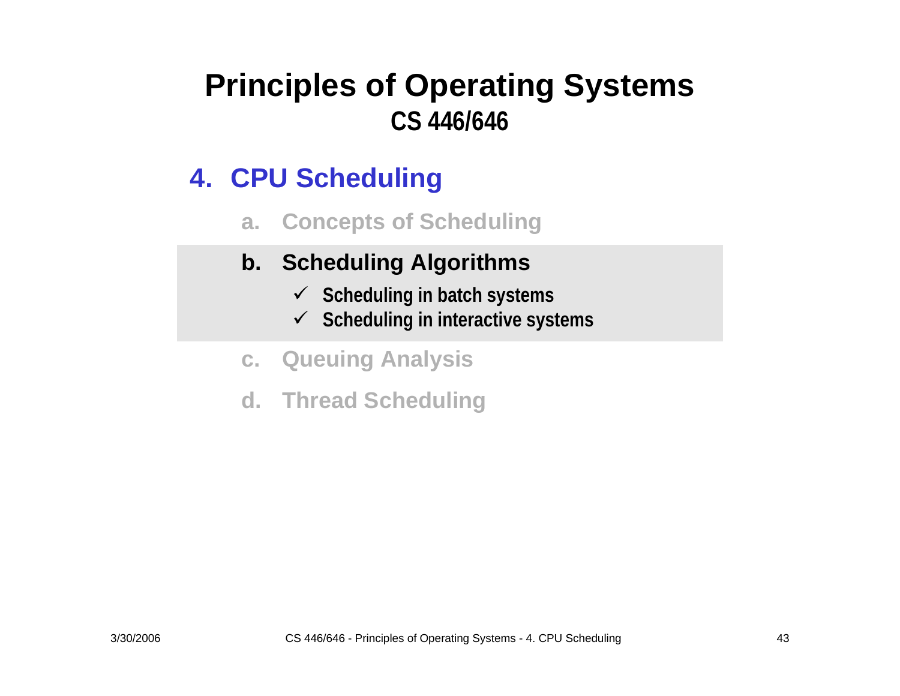# Principles of Operating Systems

**CS 446/646**

## 4. CPU Scheduling

a. Concepts of Scheduling

b. **Scheduling Algorithms**
   - ✓ **Scheduling in batch systems**
   - ✓ **Scheduling in interactive systems**

c. Queuing Analysis

d. Thread Scheduling